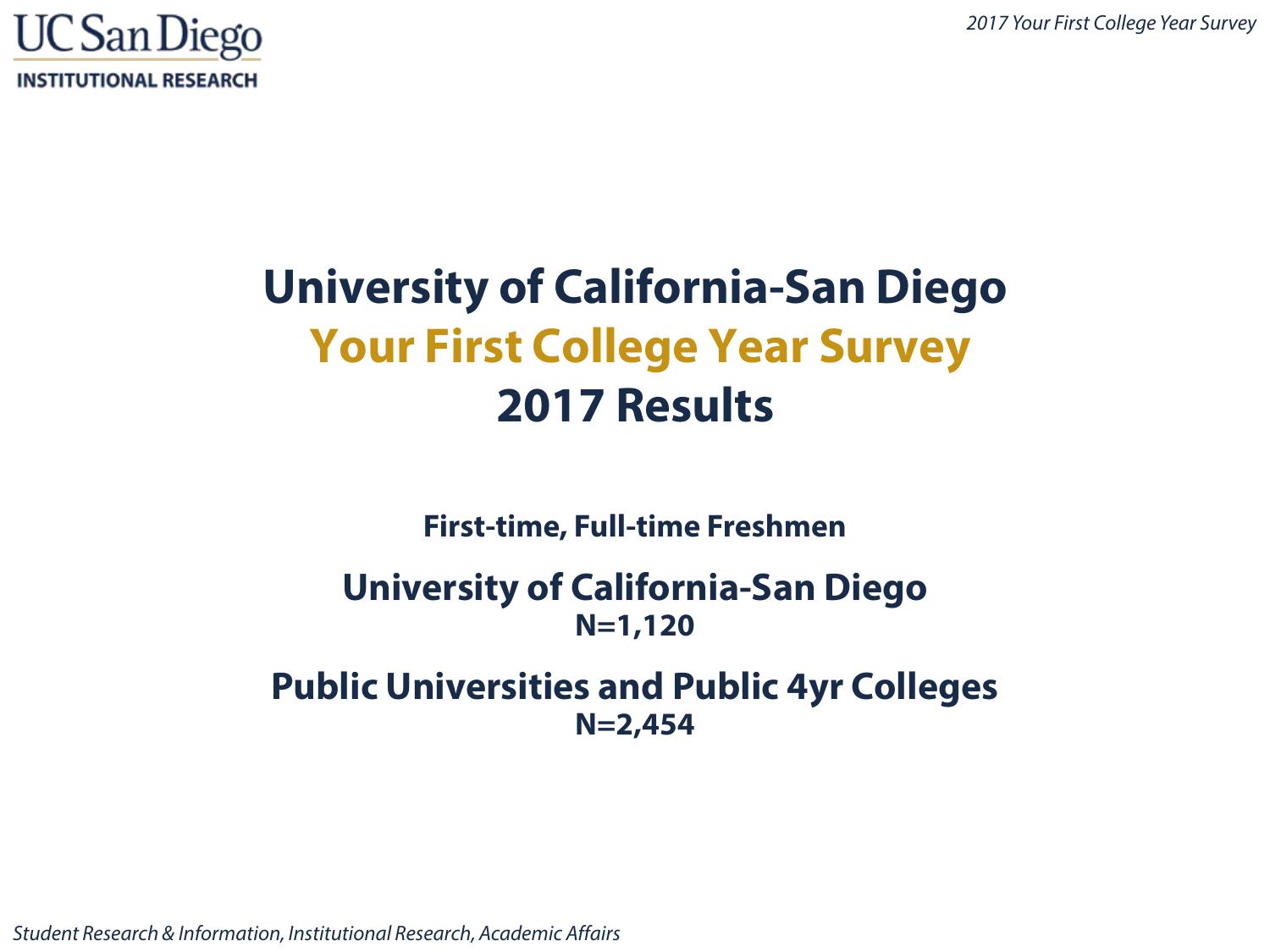UC San Diego
**INSTITUTIONAL RESEARCH**

# University of California-San Diego
# Your First College Year Survey
# 2017 Results

**First-time, Full-time Freshmen**

## University of California-San Diego
**N=1,120**

## Public Universities and Public 4yr Colleges
**N=2,454**

*Student Research & Information, Institutional Research, Academic Affairs*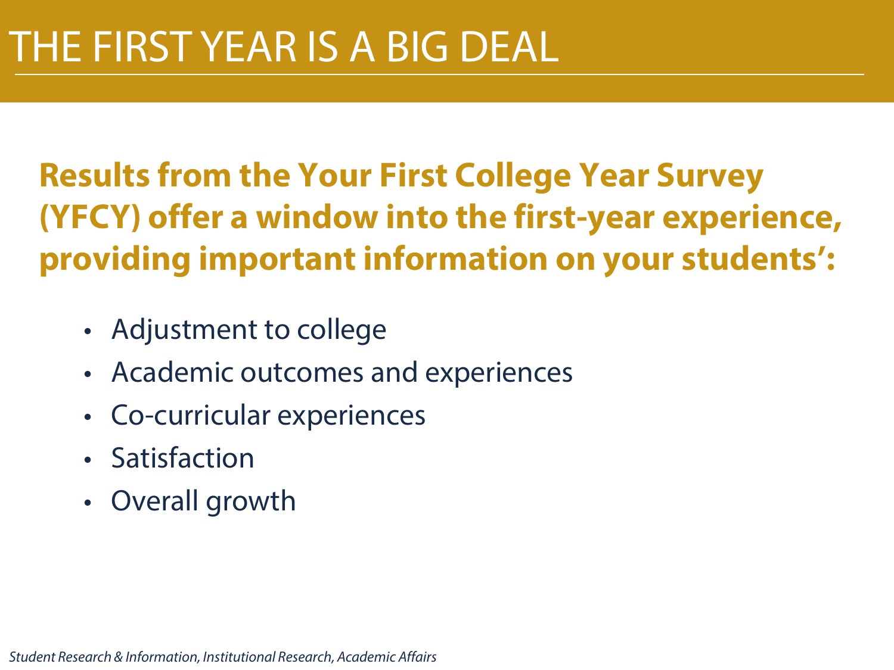# THE FIRST YEAR IS A BIG DEAL

**Results from the Your First College Year Survey (YFCY) offer a window into the first-year experience, providing important information on your students':**

- Adjustment to college
- Academic outcomes and experiences
- Co-curricular experiences
- Satisfaction
- Overall growth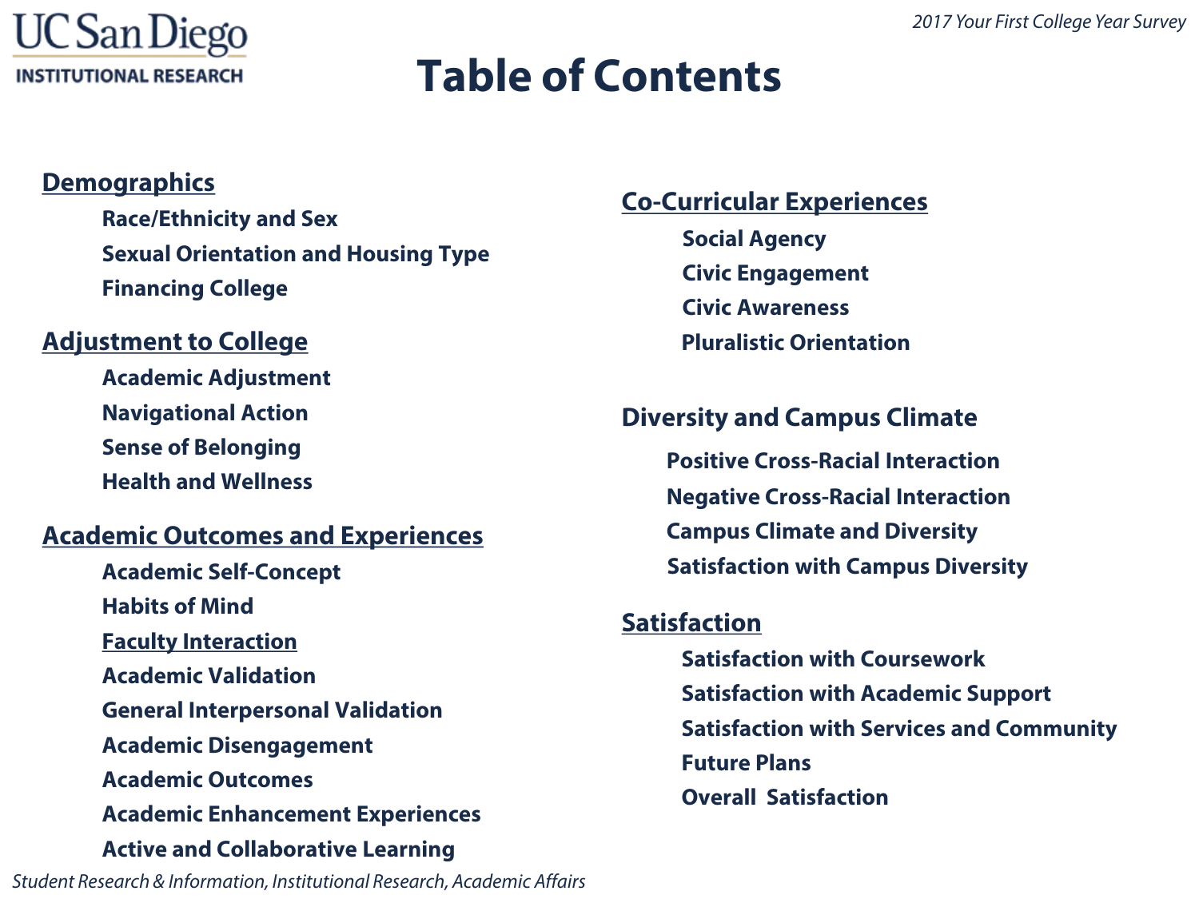# Table of Contents

## Demographics

- Race/Ethnicity and Sex
- Sexual Orientation and Housing Type
- Financing College

## Adjustment to College

- Academic Adjustment
- Navigational Action
- Sense of Belonging
- Health and Wellness

## Academic Outcomes and Experiences

- Academic Self-Concept
- Habits of Mind
- Faculty Interaction
- Academic Validation
- General Interpersonal Validation
- Academic Disengagement
- Academic Outcomes
- Academic Enhancement Experiences
- Active and Collaborative Learning

## Co-Curricular Experiences

- Social Agency
- Civic Engagement
- Civic Awareness
- Pluralistic Orientation

## Diversity and Campus Climate

- Positive Cross-Racial Interaction
- Negative Cross-Racial Interaction
- Campus Climate and Diversity
- Satisfaction with Campus Diversity

## Satisfaction

- Satisfaction with Coursework
- Satisfaction with Academic Support
- Satisfaction with Services and Community
- Future Plans
- Overall Satisfaction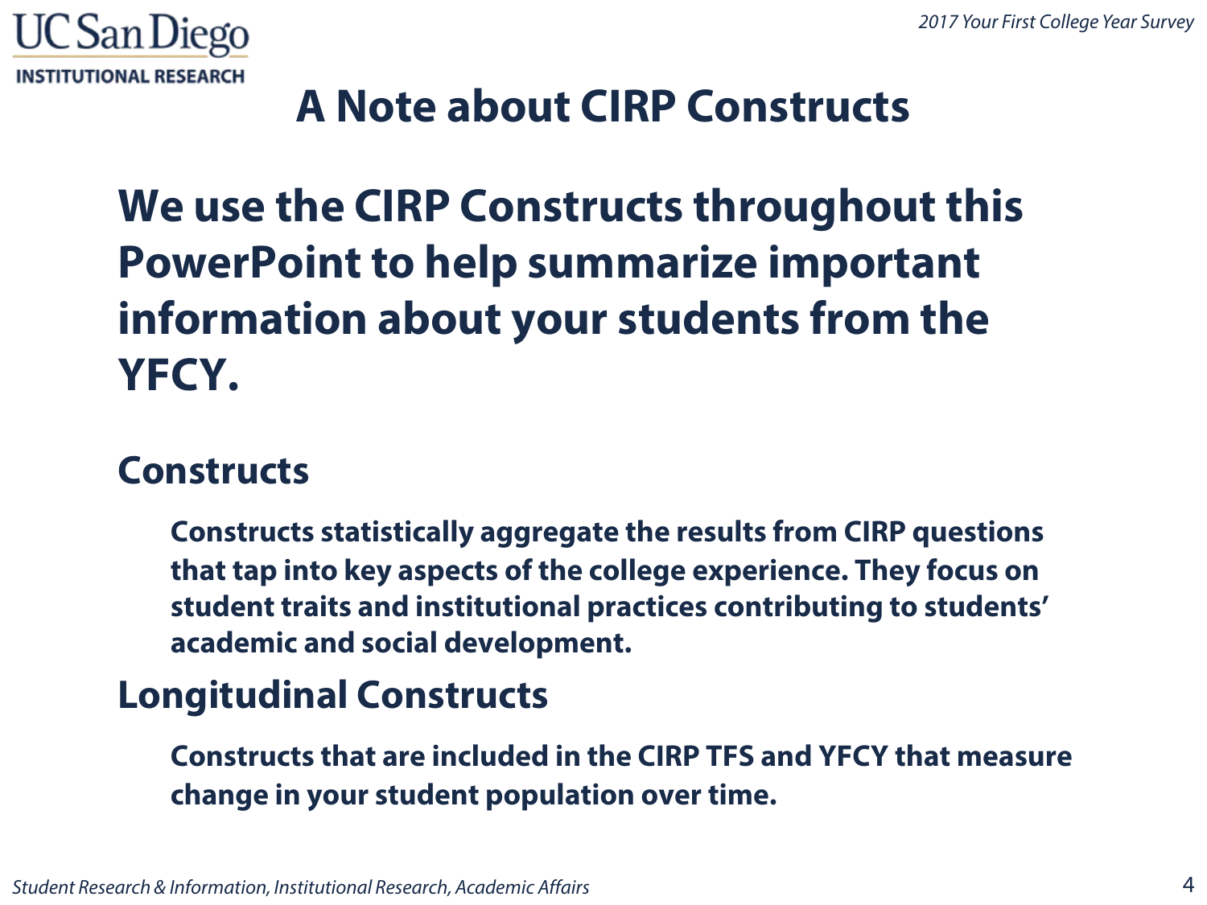# A Note about CIRP Constructs

**We use the CIRP Constructs throughout this PowerPoint to help summarize important information about your students from the YFCY.**

## Constructs

**Constructs statistically aggregate the results from CIRP questions that tap into key aspects of the college experience. They focus on student traits and institutional practices contributing to students' academic and social development.**

## Longitudinal Constructs

**Constructs that are included in the CIRP TFS and YFCY that measure change in your student population over time.**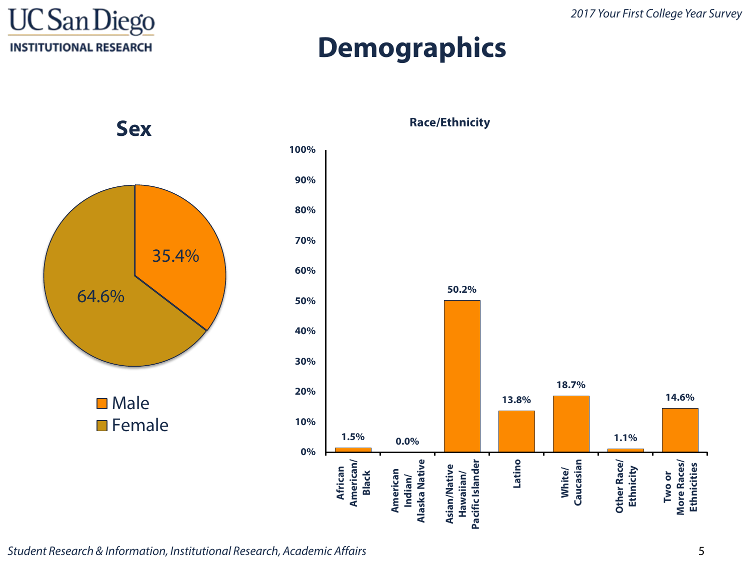# Demographics

## Sex

| Sex | Percent |
|---|---|
| Male | 35.4% |
| Female | 64.6% |

## Race/Ethnicity

| Race/Ethnicity | Percent |
|---|---|
| African American/ Black | 1.5% |
| American Indian/ Alaska Native | 0.0% |
| Asian/Native Hawaiian/ Pacific Islander | 50.2% |
| Latino | 13.8% |
| White/ Caucasian | 18.7% |
| Other Race/ Ethnicity | 1.1% |
| Two or More Races/ Ethnicities | 14.6% |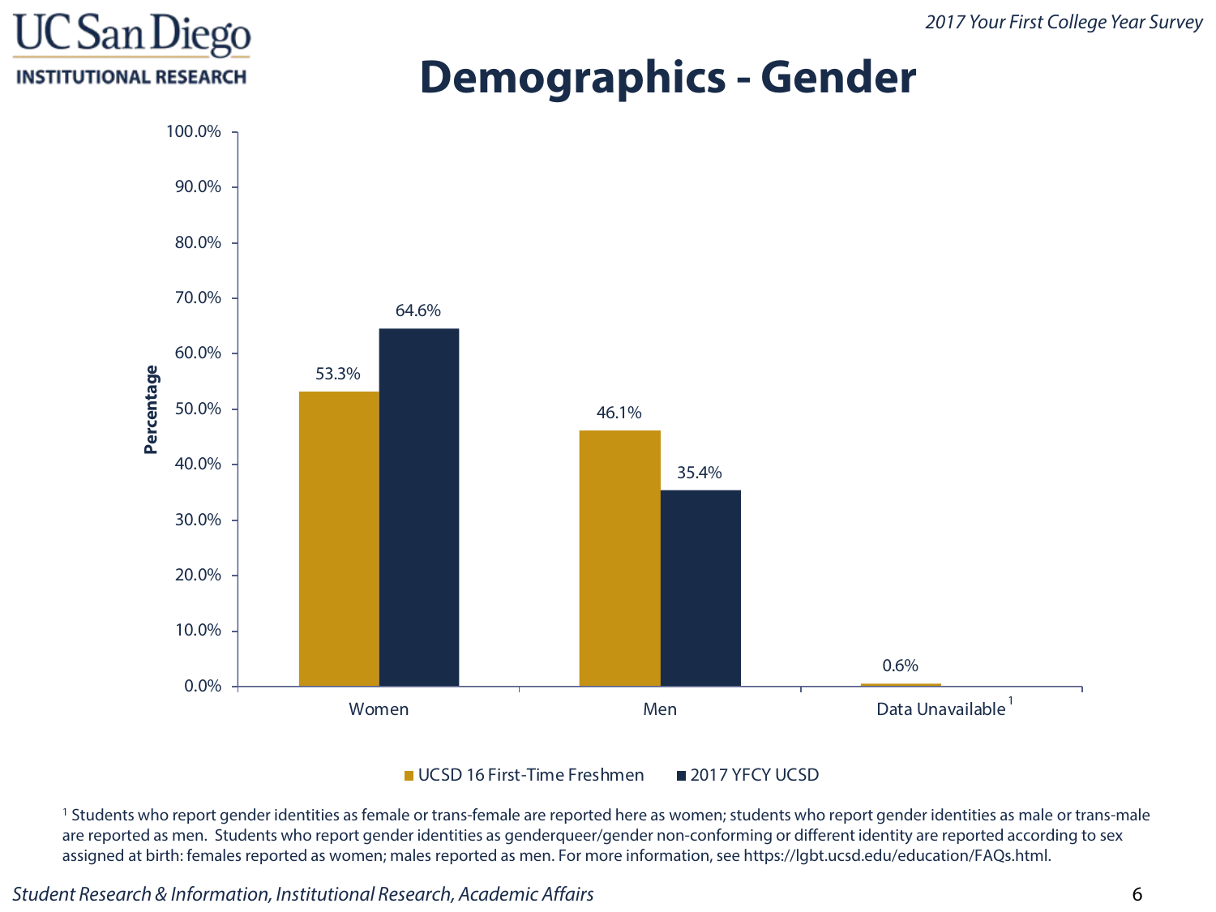# Demographics - Gender

| | UCSD 16 First-Time Freshmen | 2017 YFCY UCSD |
|---|---|---|
| Women | 53.3% | 64.6% |
| Men | 46.1% | 35.4% |
| Data Unavailable[1] | 0.6% | |

[1] Students who report gender identities as female or trans-female are reported here as women; students who report gender identities as male or trans-male are reported as men. Students who report gender identities as genderqueer/gender non-conforming or different identity are reported according to sex assigned at birth: females reported as women; males reported as men. For more information, see https://lgbt.ucsd.edu/education/FAQs.html.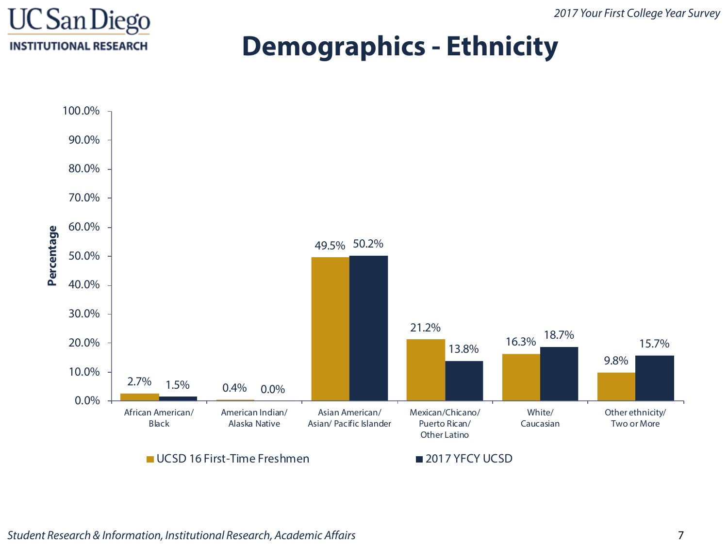# Demographics - Ethnicity

| Ethnicity | UCSD 16 First-Time Freshmen | 2017 YFCY UCSD |
|---|---|---|
| African American/ Black | 2.7% | 1.5% |
| American Indian/ Alaska Native | 0.4% | 0.0% |
| Asian American/ Asian/ Pacific Islander | 49.5% | 50.2% |
| Mexican/Chicano/ Puerto Rican/ Other Latino | 21.2% | 13.8% |
| White/ Caucasian | 16.3% | 18.7% |
| Other ethnicity/ Two or More | 9.8% | 15.7% |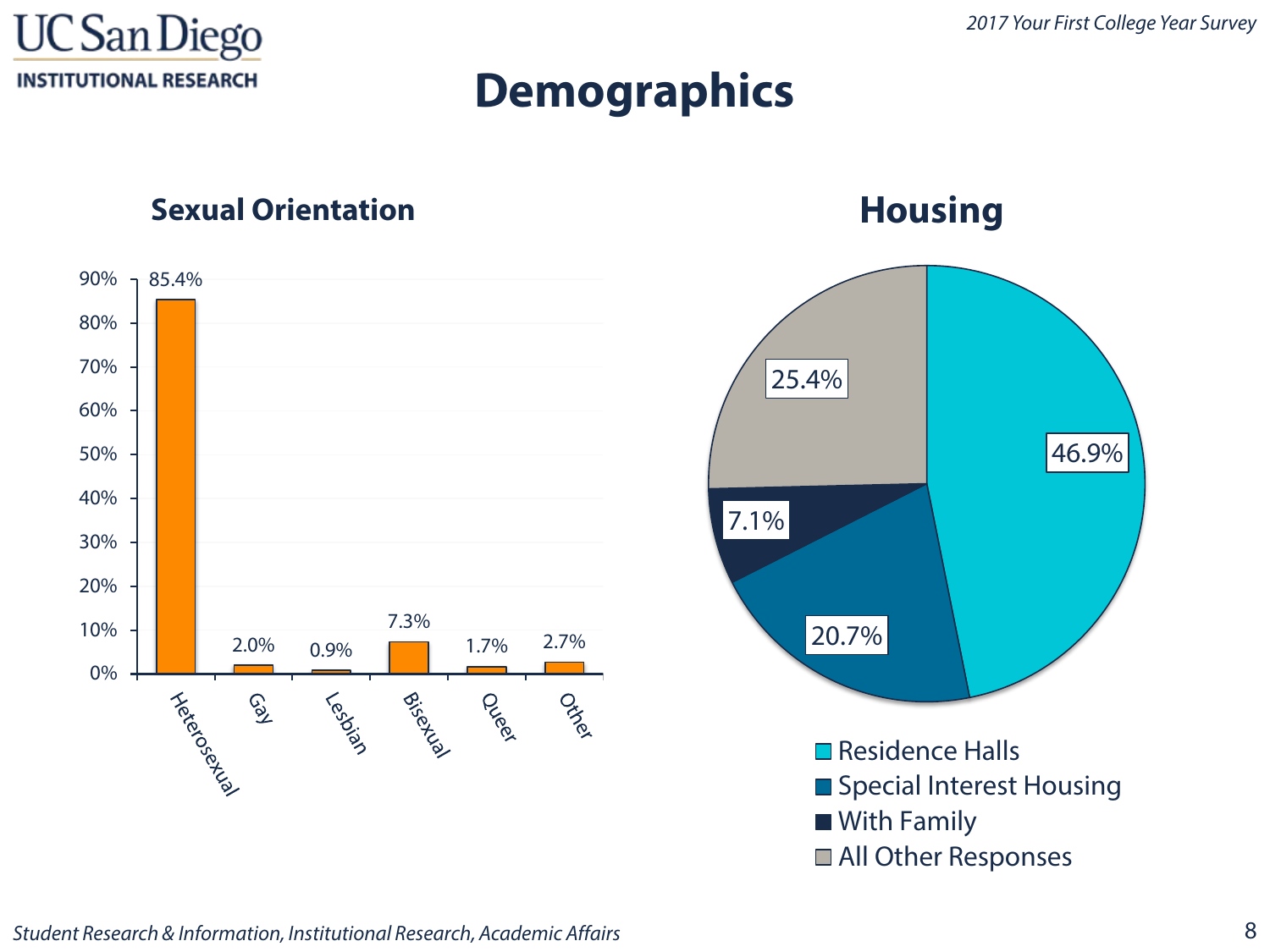# Demographics

## Sexual Orientation

| Sexual Orientation | Percent |
|---|---|
| Heterosexual | 85.4% |
| Gay | 2.0% |
| Lesbian | 0.9% |
| Bisexual | 7.3% |
| Queer | 1.7% |
| Other | 2.7% |

## Housing

| Housing | Percent |
|---|---|
| Residence Halls | 46.9% |
| Special Interest Housing | 20.7% |
| With Family | 7.1% |
| All Other Responses | 25.4% |

*Student Research & Information, Institutional Research, Academic Affairs*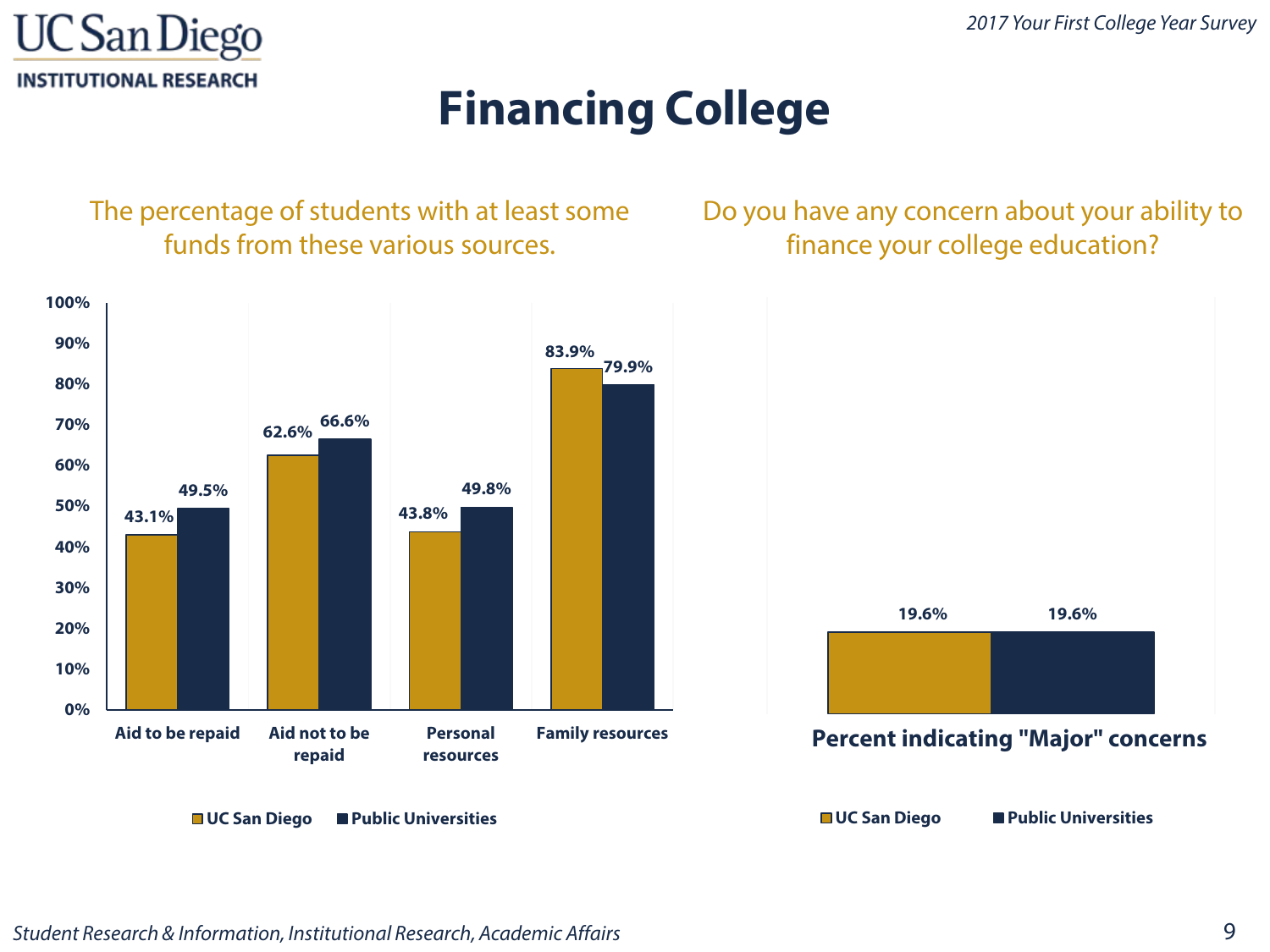# Financing College

## The percentage of students with at least some funds from these various sources.

| | UC San Diego | Public Universities |
|---|---|---|
| Aid to be repaid | 43.1% | 49.5% |
| Aid not to be repaid | 62.6% | 66.6% |
| Personal resources | 43.8% | 49.8% |
| Family resources | 83.9% | 79.9% |

## Do you have any concern about your ability to finance your college education?

| | UC San Diego | Public Universities |
|---|---|---|
| Percent indicating "Major" concerns | 19.6% | 19.6% |

*Student Research & Information, Institutional Research, Academic Affairs*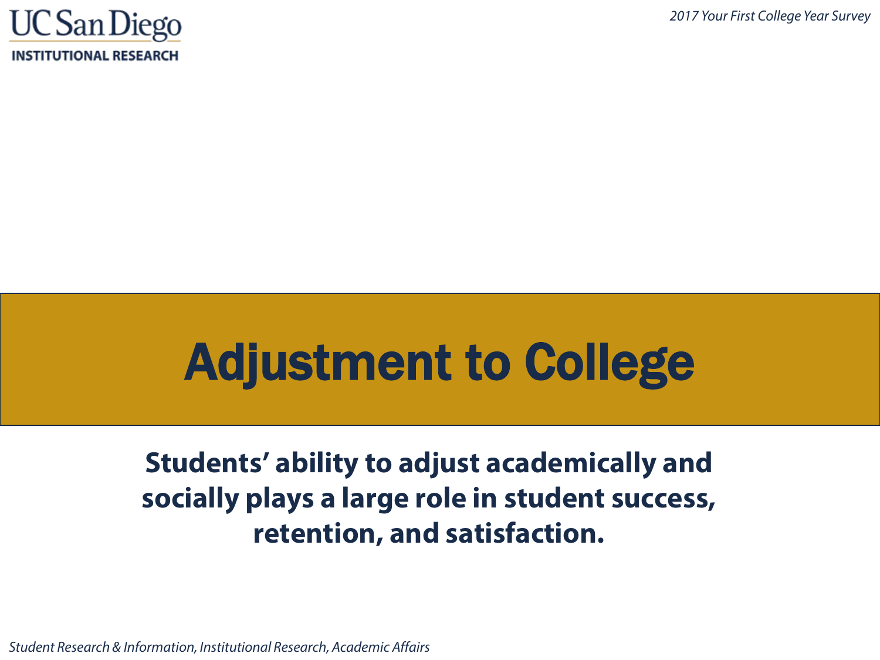# Adjustment to College

**Students' ability to adjust academically and socially plays a large role in student success, retention, and satisfaction.**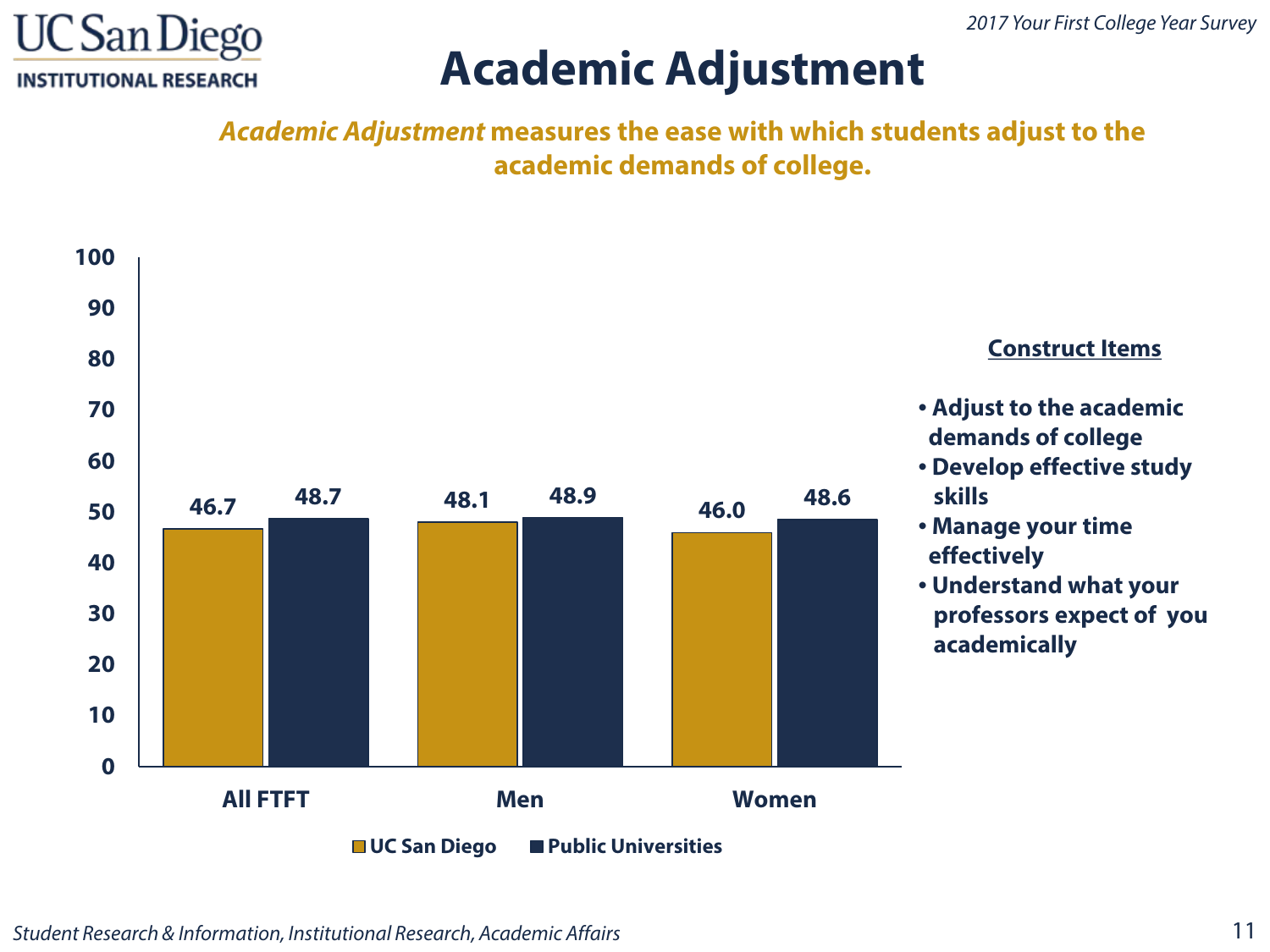# Academic Adjustment

***Academic Adjustment* measures the ease with which students adjust to the academic demands of college.**

| | UC San Diego | Public Universities |
|---|---|---|
| All FTFT | 46.7 | 48.7 |
| Men | 48.1 | 48.9 |
| Women | 46.0 | 48.6 |

**Construct Items**

- Adjust to the academic demands of college
- Develop effective study skills
- Manage your time effectively
- Understand what your professors expect of you academically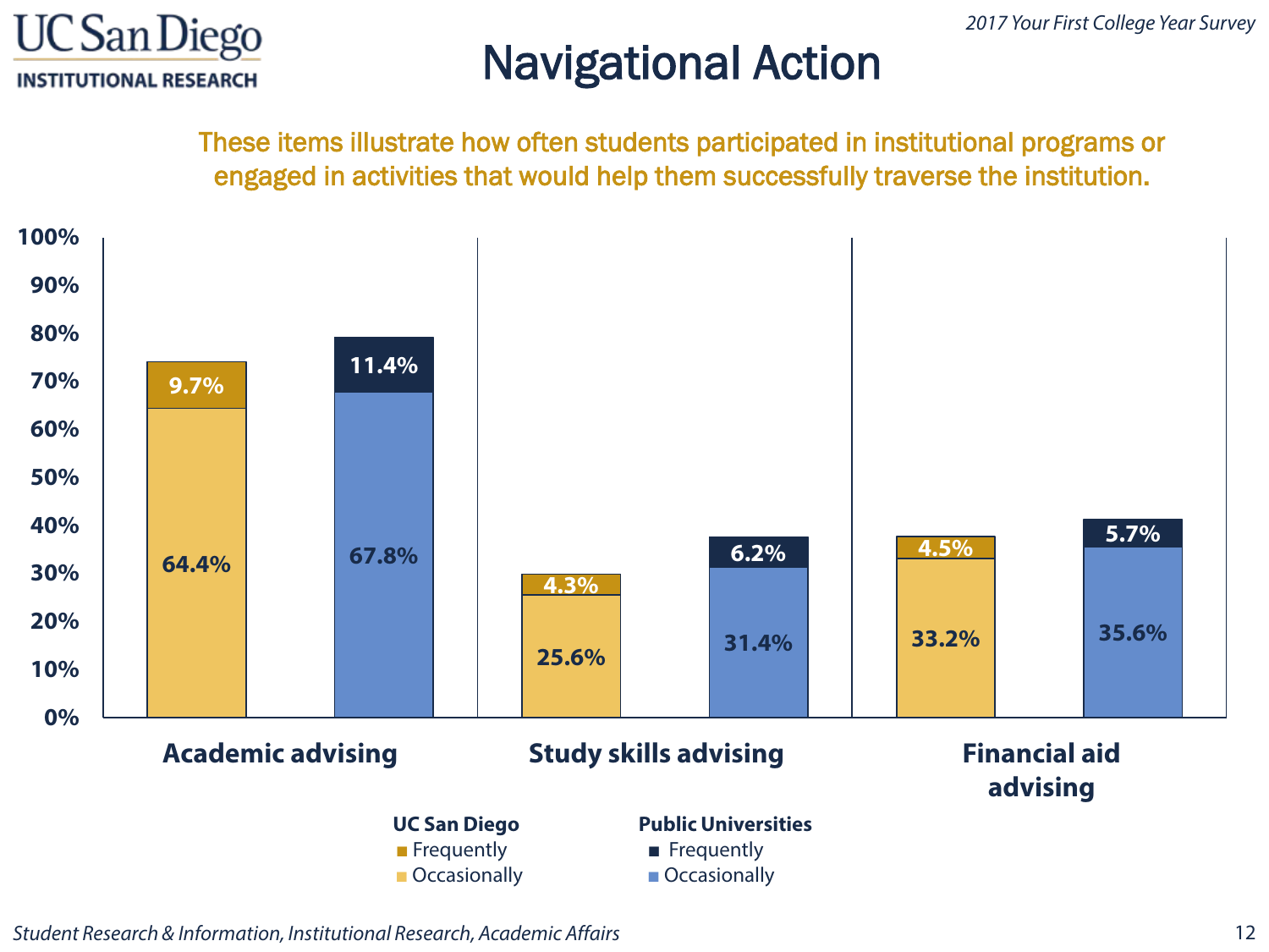*2017 Your First College Year Survey*

# Navigational Action

These items illustrate how often students participated in institutional programs or engaged in activities that would help them successfully traverse the institution.

| | UC San Diego Occasionally | UC San Diego Frequently | Public Universities Occasionally | Public Universities Frequently |
|---|---|---|---|---|
| Academic advising | 64.4% | 9.7% | 67.8% | 11.4% |
| Study skills advising | 25.6% | 4.3% | 31.4% | 6.2% |
| Financial aid advising | 33.2% | 4.5% | 35.6% | 5.7% |

*Student Research & Information, Institutional Research, Academic Affairs*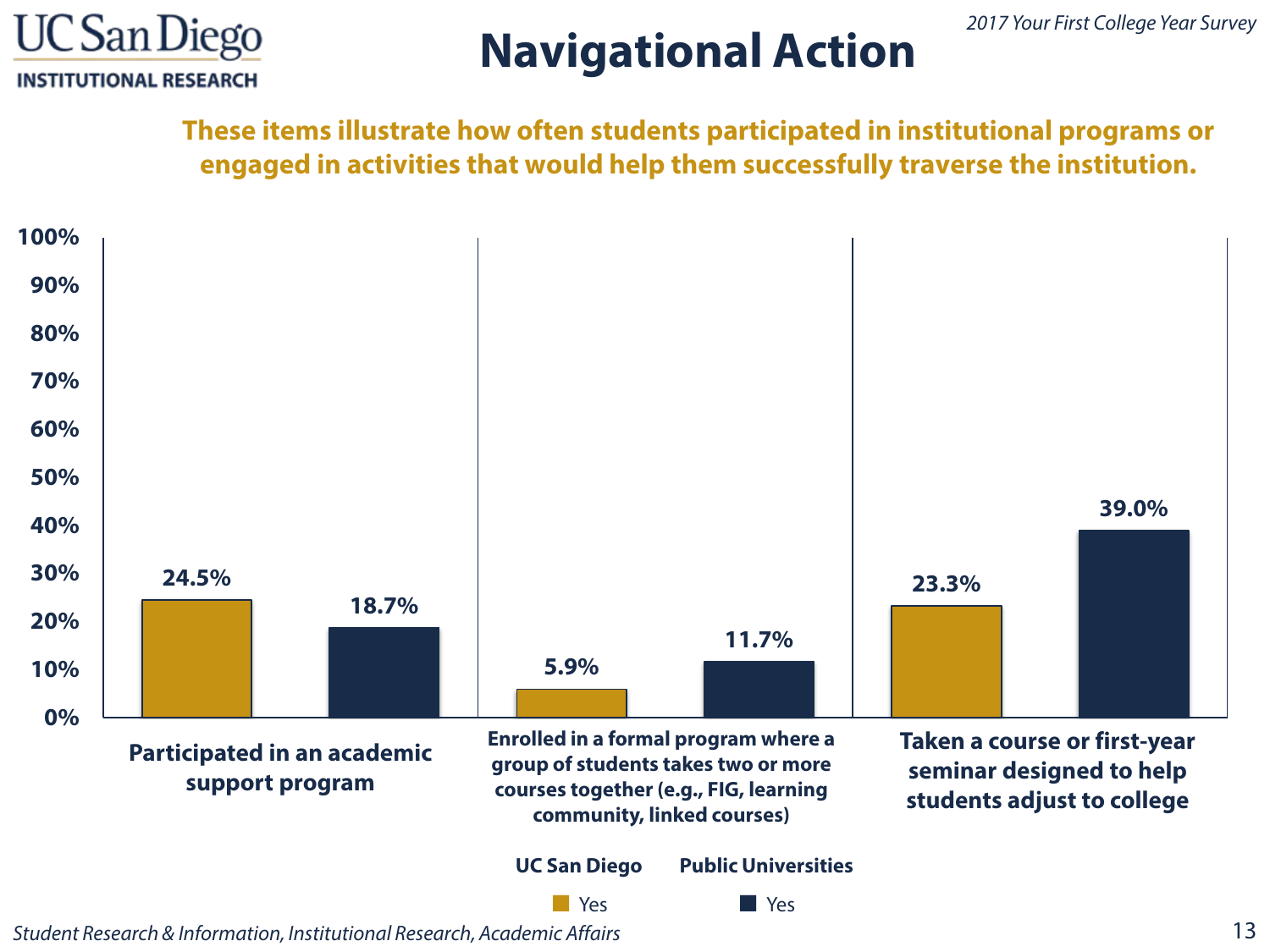# Navigational Action

*2017 Your First College Year Survey*

**These items illustrate how often students participated in institutional programs or engaged in activities that would help them successfully traverse the institution.**

| Item | UC San Diego (Yes) | Public Universities (Yes) |
| --- | --- | --- |
| Participated in an academic support program | 24.5% | 18.7% |
| Enrolled in a formal program where a group of students takes two or more courses together (e.g., FIG, learning community, linked courses) | 5.9% | 11.7% |
| Taken a course or first-year seminar designed to help students adjust to college | 23.3% | 39.0% |

*Student Research & Information, Institutional Research, Academic Affairs*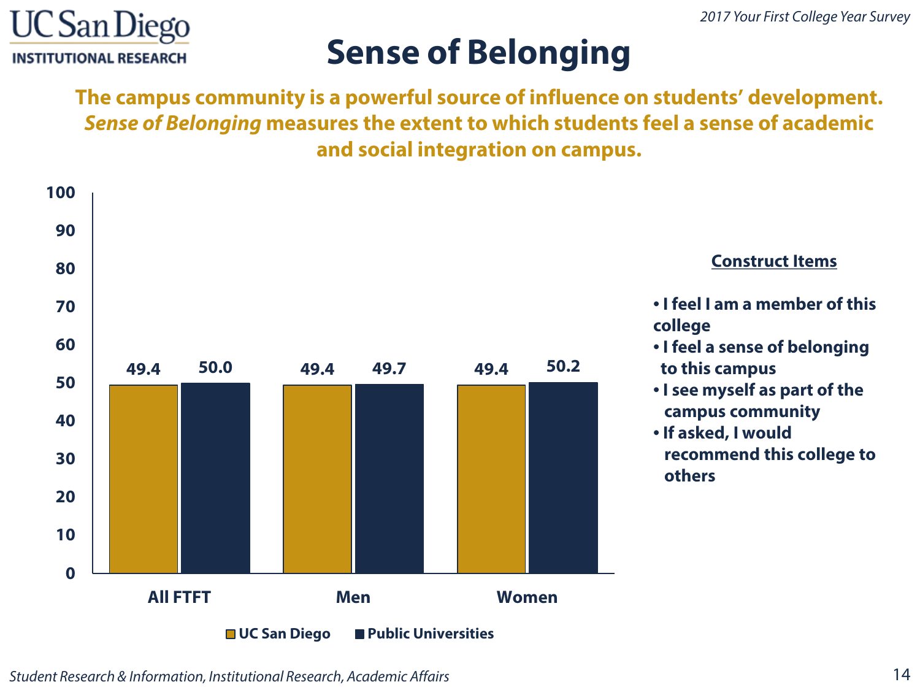# Sense of Belonging

**The campus community is a powerful source of influence on students' development. *Sense of Belonging* measures the extent to which students feel a sense of academic and social integration on campus.**

| | UC San Diego | Public Universities |
|---|---|---|
| All FTFT | 49.4 | 50.0 |
| Men | 49.4 | 49.7 |
| Women | 49.4 | 50.2 |

**Construct Items**

- I feel I am a member of this college
- I feel a sense of belonging to this campus
- I see myself as part of the campus community
- If asked, I would recommend this college to others

*Student Research & Information, Institutional Research, Academic Affairs*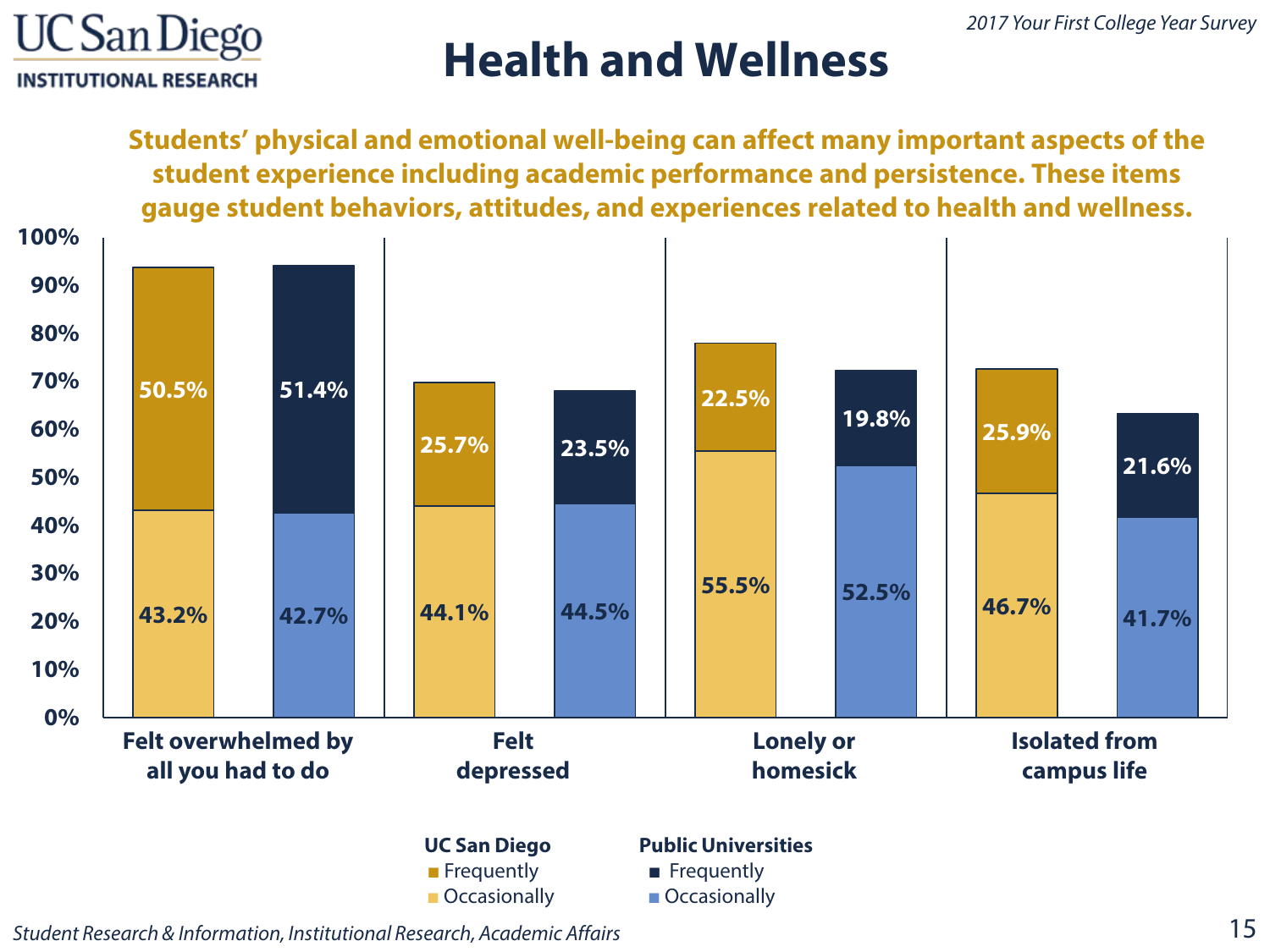# Health and Wellness

*2017 Your First College Year Survey*

**Students' physical and emotional well-being can affect many important aspects of the student experience including academic performance and persistence. These items gauge student behaviors, attitudes, and experiences related to health and wellness.**

| Item | UC San Diego – Frequently | UC San Diego – Occasionally | Public Universities – Frequently | Public Universities – Occasionally |
|---|---|---|---|---|
| Felt overwhelmed by all you had to do | 50.5% | 43.2% | 51.4% | 42.7% |
| Felt depressed | 25.7% | 44.1% | 23.5% | 44.5% |
| Lonely or homesick | 22.5% | 55.5% | 19.8% | 52.5% |
| Isolated from campus life | 25.9% | 46.7% | 21.6% | 41.7% |

*Student Research & Information, Institutional Research, Academic Affairs*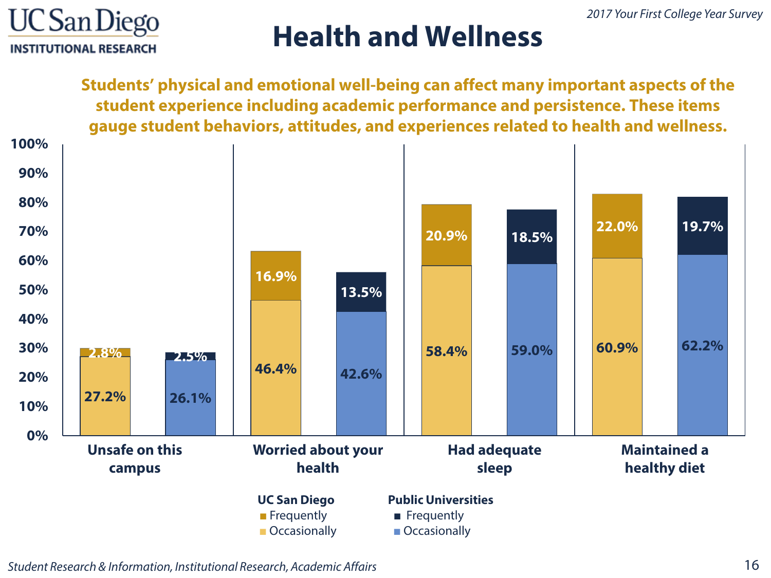# Health and Wellness

*2017 Your First College Year Survey*

**Students' physical and emotional well-being can affect many important aspects of the student experience including academic performance and persistence. These items gauge student behaviors, attitudes, and experiences related to health and wellness.**

| Item | UC San Diego – Occasionally | UC San Diego – Frequently | Public Universities – Occasionally | Public Universities – Frequently |
|---|---|---|---|---|
| Unsafe on this campus | 27.2% | 2.8% | 26.1% | 2.5% |
| Worried about your health | 46.4% | 16.9% | 42.6% | 13.5% |
| Had adequate sleep | 58.4% | 20.9% | 59.0% | 18.5% |
| Maintained a healthy diet | 60.9% | 22.0% | 62.2% | 19.7% |

*Student Research & Information, Institutional Research, Academic Affairs*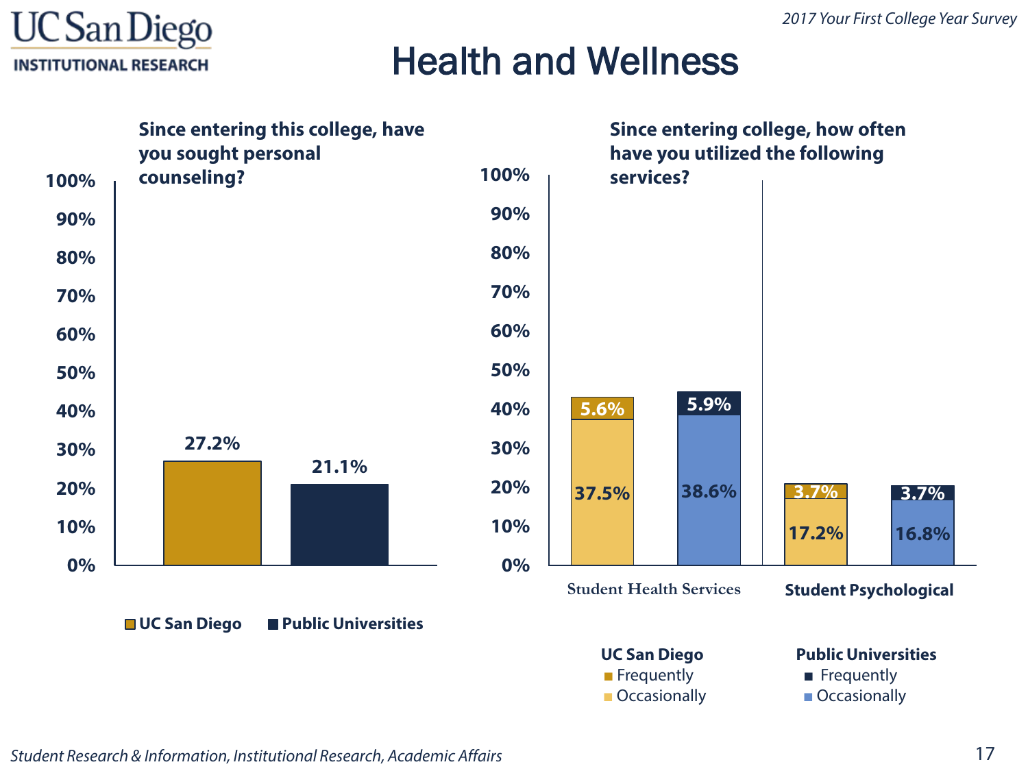# Health and Wellness

*2017 Your First College Year Survey*

## Since entering this college, have you sought personal counseling?

| | UC San Diego | Public Universities |
|---|---|---|
| Sought personal counseling | 27.2% | 21.1% |

## Since entering college, how often have you utilized the following services?

| Service | UC San Diego Frequently | UC San Diego Occasionally | Public Universities Frequently | Public Universities Occasionally |
|---|---|---|---|---|
| Student Health Services | 5.6% | 37.5% | 5.9% | 38.6% |
| Student Psychological | 3.7% | 17.2% | 3.7% | 16.8% |

*Student Research & Information, Institutional Research, Academic Affairs*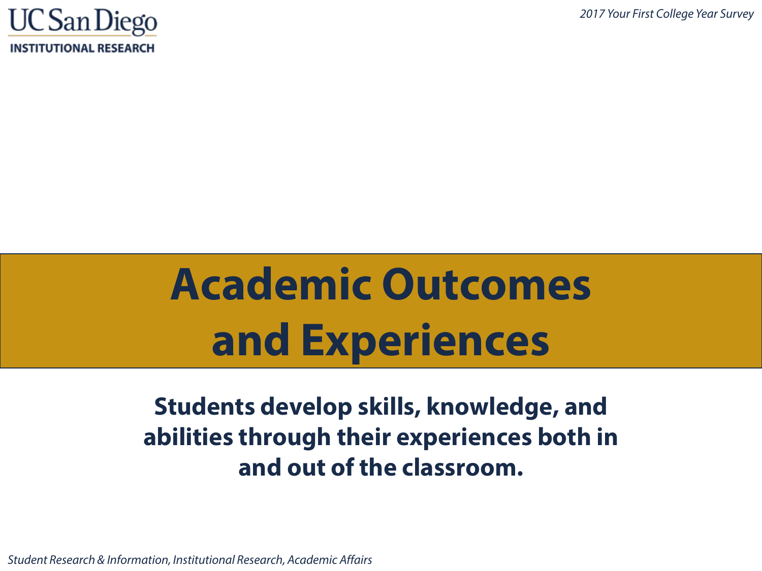# Academic Outcomes and Experiences

**Students develop skills, knowledge, and abilities through their experiences both in and out of the classroom.**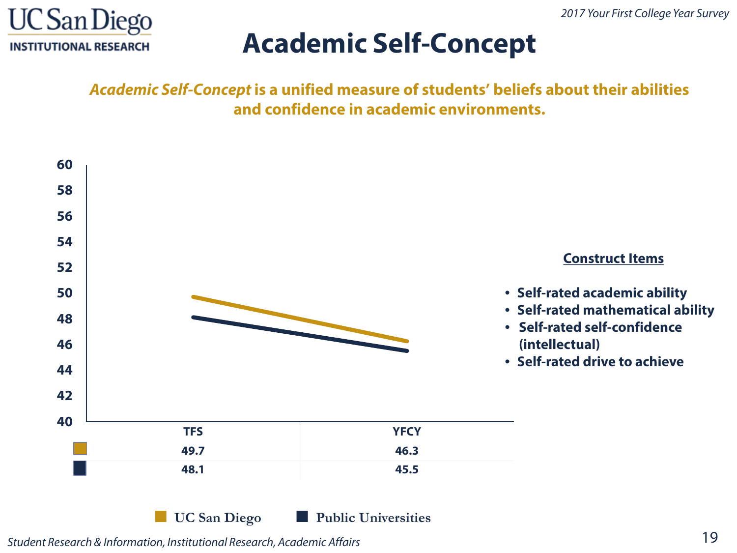# Academic Self-Concept

***Academic Self-Concept* is a unified measure of students' beliefs about their abilities and confidence in academic environments.**

| | TFS | YFCY |
|---|---|---|
| UC San Diego | 49.7 | 46.3 |
| Public Universities | 48.1 | 45.5 |

**Construct Items**

- Self-rated academic ability
- Self-rated mathematical ability
- Self-rated self-confidence (intellectual)
- Self-rated drive to achieve

*Student Research & Information, Institutional Research, Academic Affairs*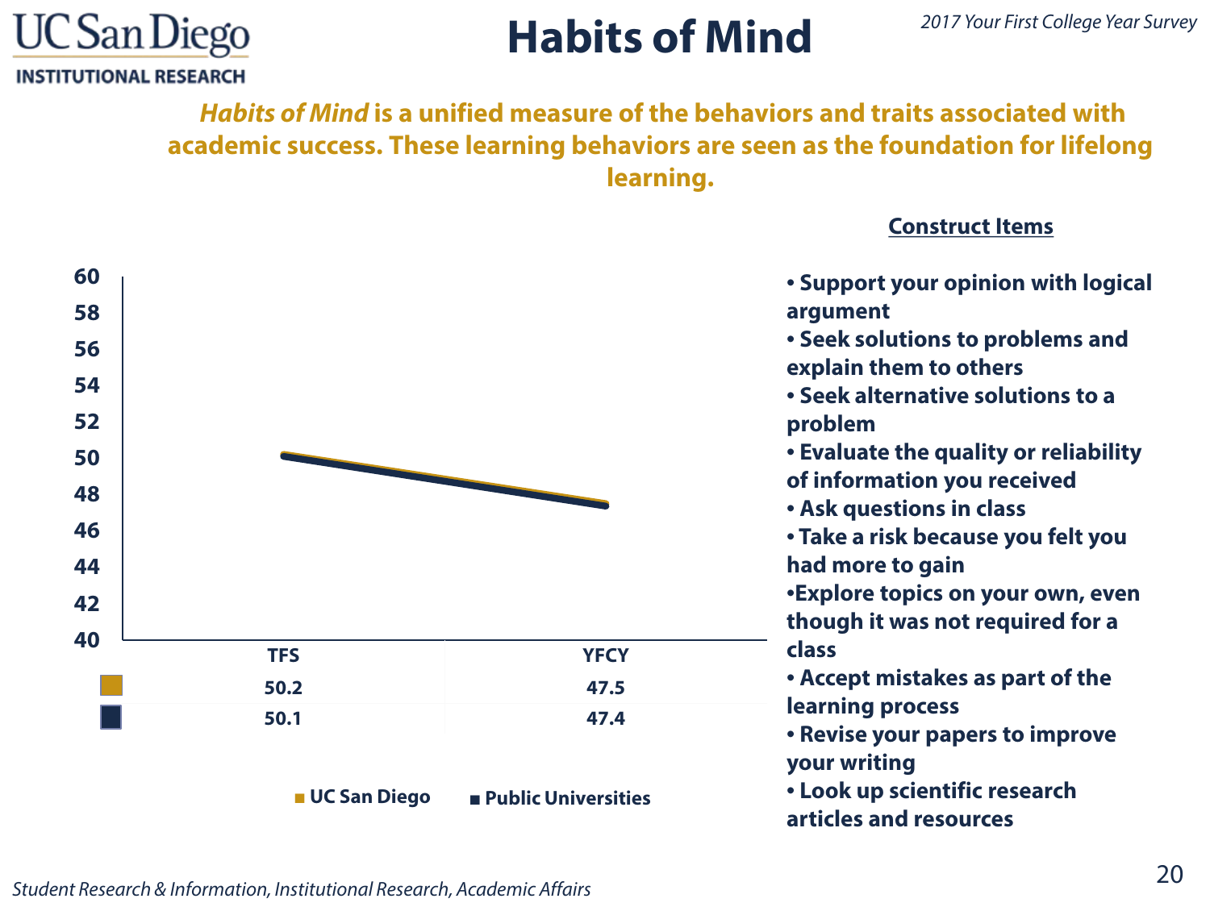# Habits of Mind

*2017 Your First College Year Survey*

***Habits of Mind*** **is a unified measure of the behaviors and traits associated with academic success. These learning behaviors are seen as the foundation for lifelong learning.**

| | TFS | YFCY |
|---|---|---|
| UC San Diego | 50.2 | 47.5 |
| Public Universities | 50.1 | 47.4 |

**Construct Items**

- Support your opinion with logical argument
- Seek solutions to problems and explain them to others
- Seek alternative solutions to a problem
- Evaluate the quality or reliability of information you received
- Ask questions in class
- Take a risk because you felt you had more to gain
- Explore topics on your own, even though it was not required for a class
- Accept mistakes as part of the learning process
- Revise your papers to improve your writing
- Look up scientific research articles and resources

*Student Research & Information, Institutional Research, Academic Affairs*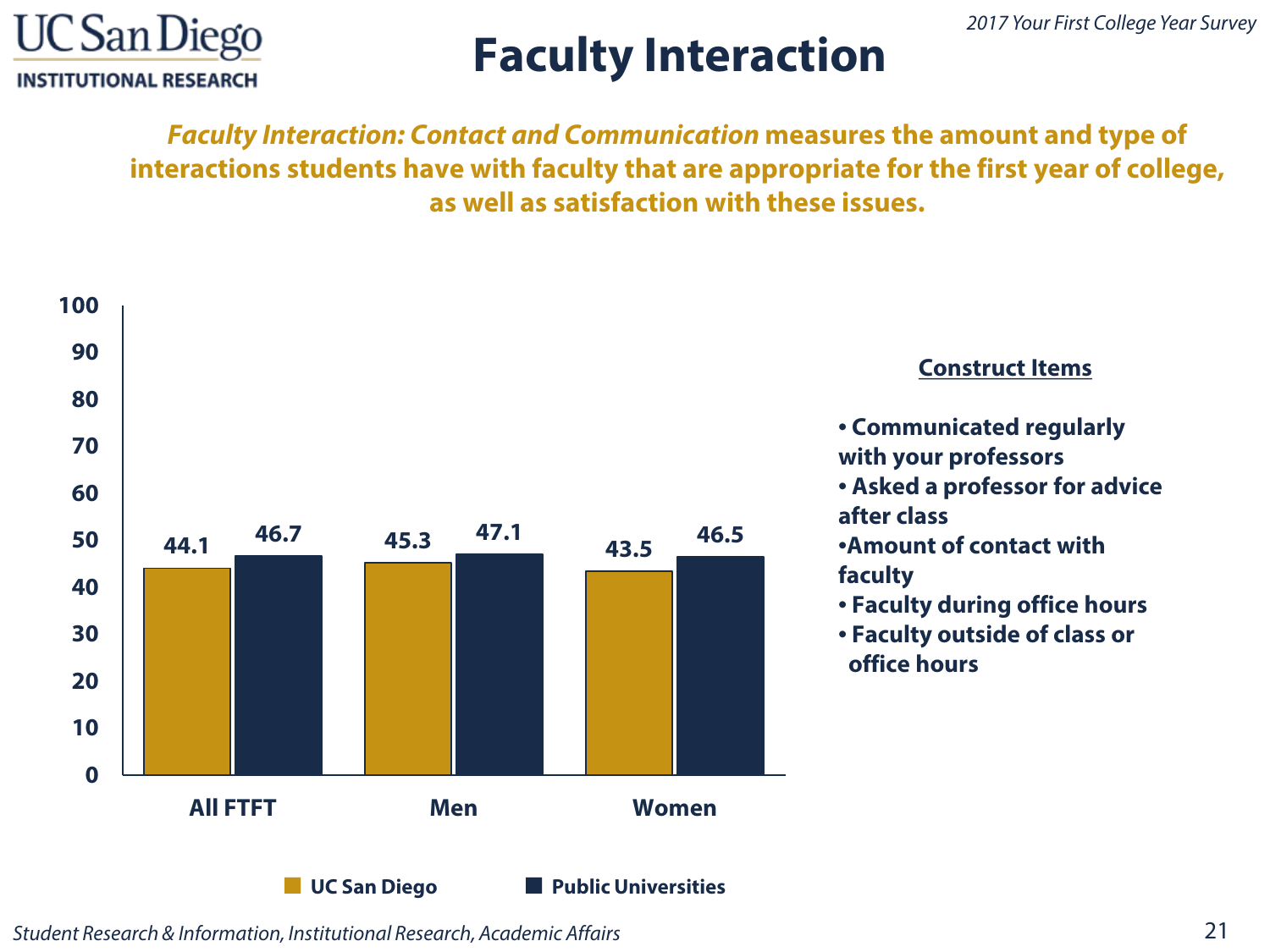# Faculty Interaction

***Faculty Interaction: Contact and Communication*** **measures the amount and type of interactions students have with faculty that are appropriate for the first year of college, as well as satisfaction with these issues.**

| | UC San Diego | Public Universities |
|---|---|---|
| All FTFT | 44.1 | 46.7 |
| Men | 45.3 | 47.1 |
| Women | 43.5 | 46.5 |

**Construct Items**

- Communicated regularly with your professors
- Asked a professor for advice after class
- Amount of contact with faculty
- Faculty during office hours
- Faculty outside of class or office hours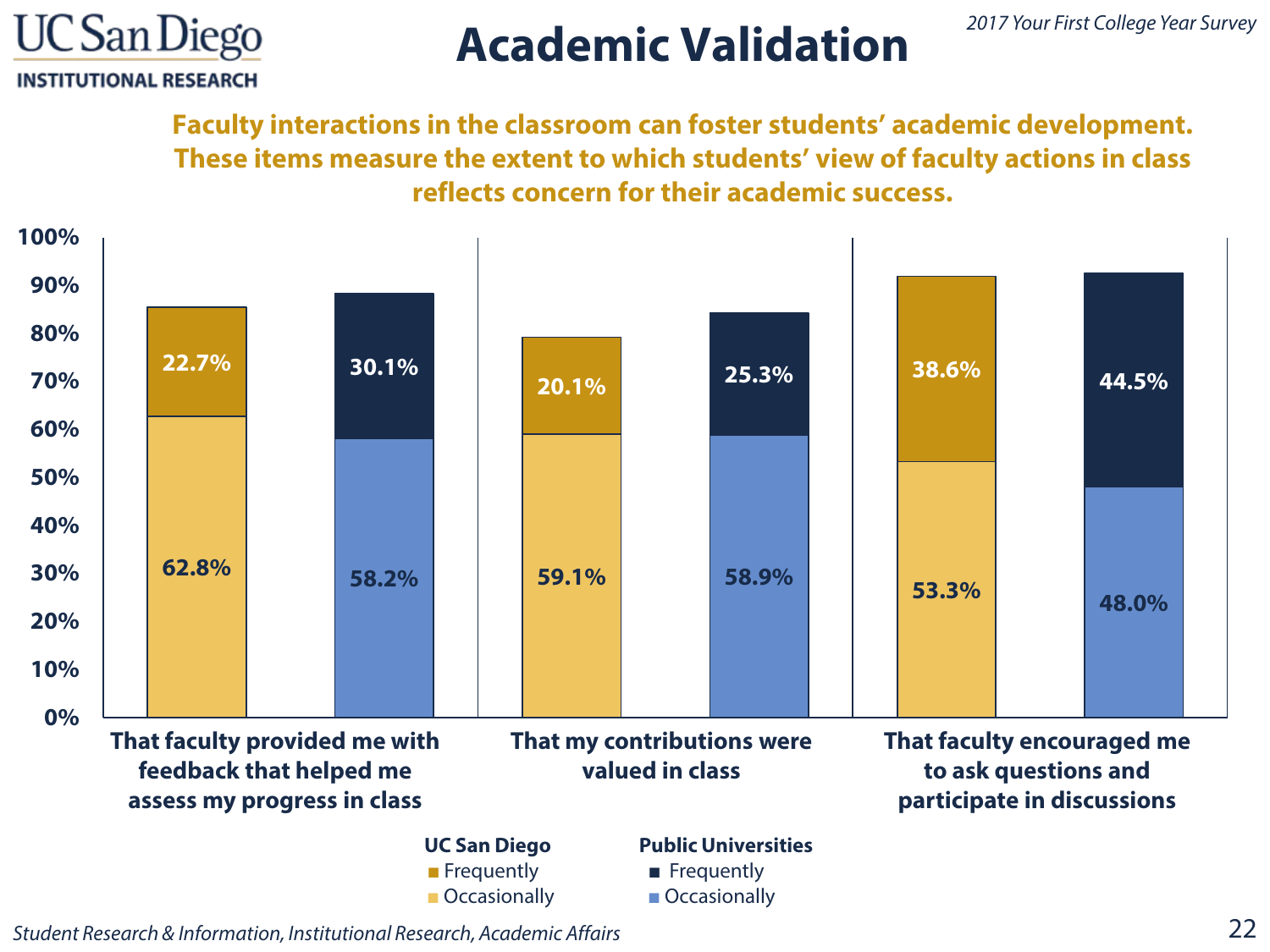UC San Diego
INSTITUTIONAL RESEARCH

*2017 Your First College Year Survey*

# Academic Validation

**Faculty interactions in the classroom can foster students' academic development. These items measure the extent to which students' view of faculty actions in class reflects concern for their academic success.**

| Item | UC San Diego Frequently | UC San Diego Occasionally | Public Universities Frequently | Public Universities Occasionally |
|---|---|---|---|---|
| That faculty provided me with feedback that helped me assess my progress in class | 22.7% | 62.8% | 30.1% | 58.2% |
| That my contributions were valued in class | 20.1% | 59.1% | 25.3% | 58.9% |
| That faculty encouraged me to ask questions and participate in discussions | 38.6% | 53.3% | 44.5% | 48.0% |

*Student Research & Information, Institutional Research, Academic Affairs*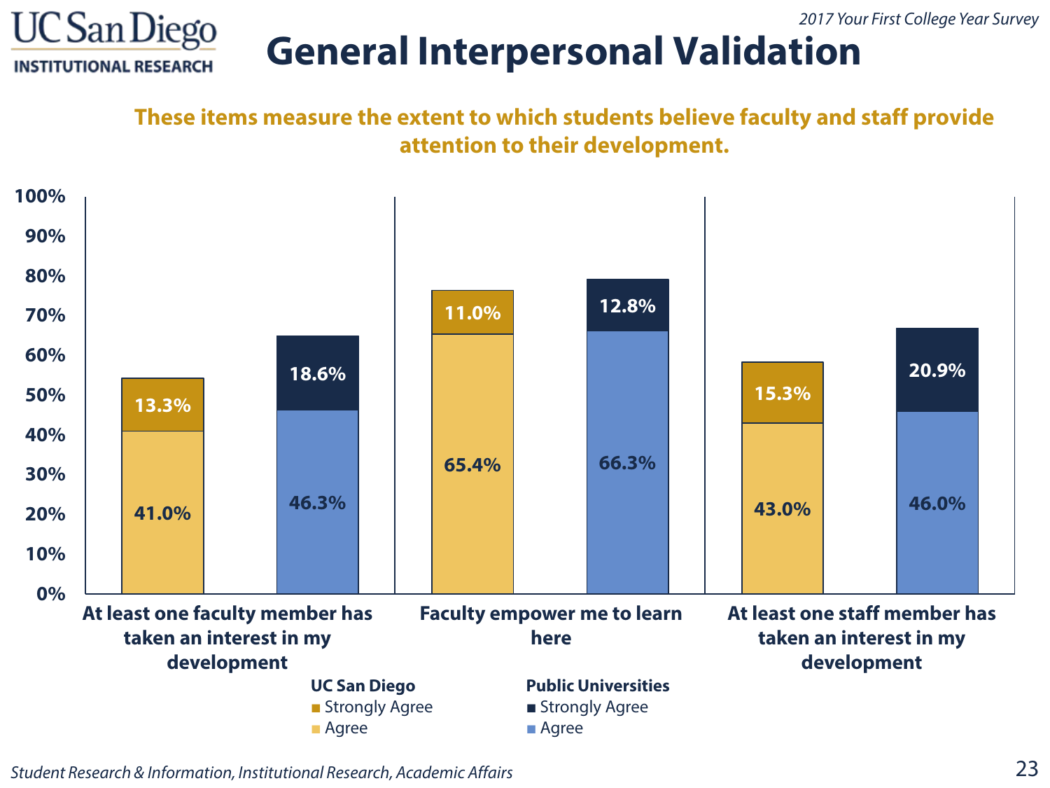# General Interpersonal Validation

*2017 Your First College Year Survey*

**These items measure the extent to which students believe faculty and staff provide attention to their development.**

| Item | UC San Diego Agree | UC San Diego Strongly Agree | Public Universities Agree | Public Universities Strongly Agree |
|---|---|---|---|---|
| At least one faculty member has taken an interest in my development | 41.0% | 13.3% | 46.3% | 18.6% |
| Faculty empower me to learn here | 65.4% | 11.0% | 66.3% | 12.8% |
| At least one staff member has taken an interest in my development | 43.0% | 15.3% | 46.0% | 20.9% |

*Student Research & Information, Institutional Research, Academic Affairs*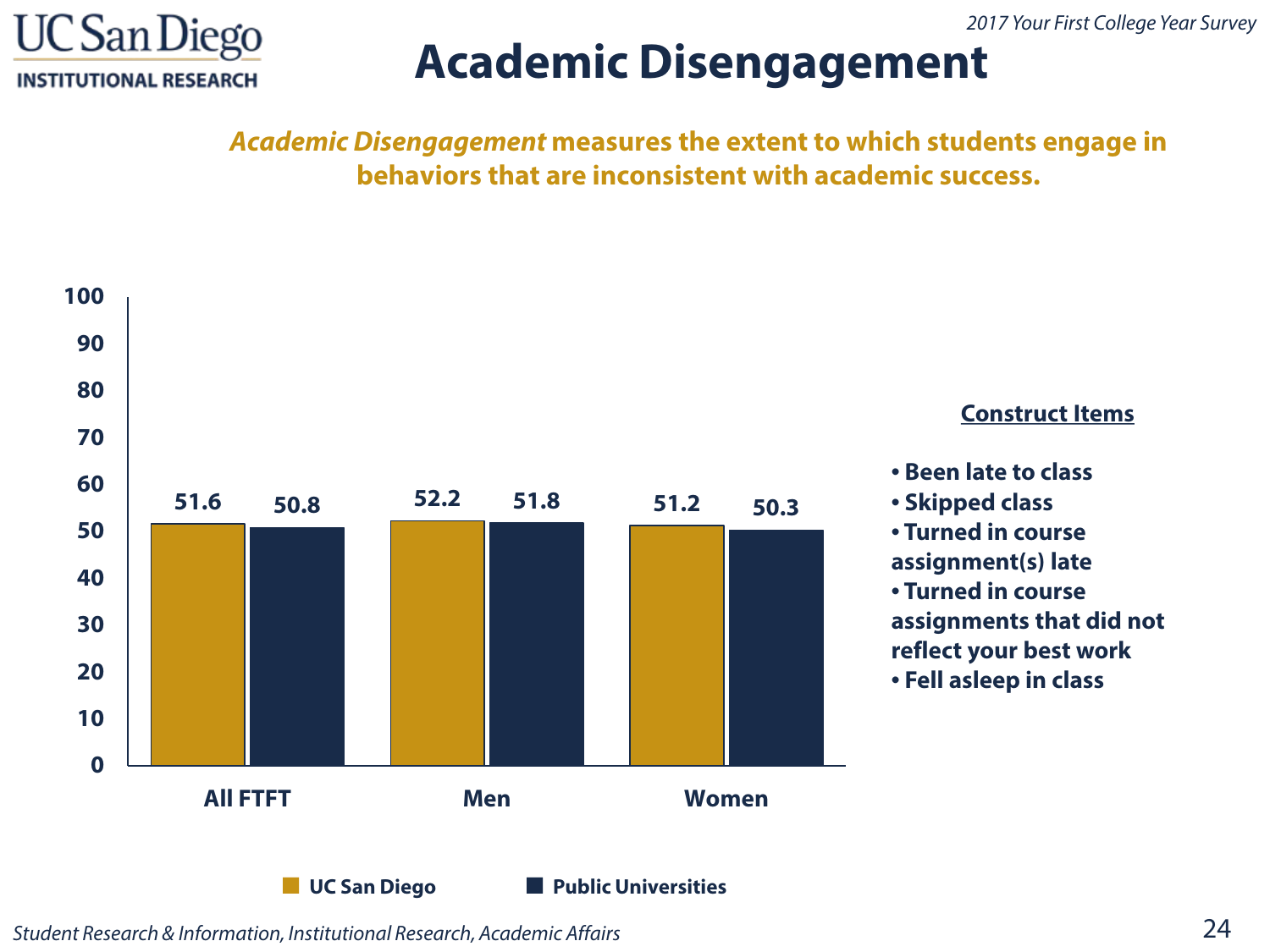# Academic Disengagement

*2017 Your First College Year Survey*

***Academic Disengagement*** **measures the extent to which students engage in behaviors that are inconsistent with academic success.**

| | UC San Diego | Public Universities |
|---|---|---|
| All FTFT | 51.6 | 50.8 |
| Men | 52.2 | 51.8 |
| Women | 51.2 | 50.3 |

**Construct Items**

- Been late to class
- Skipped class
- Turned in course assignment(s) late
- Turned in course assignments that did not reflect your best work
- Fell asleep in class

*Student Research & Information, Institutional Research, Academic Affairs*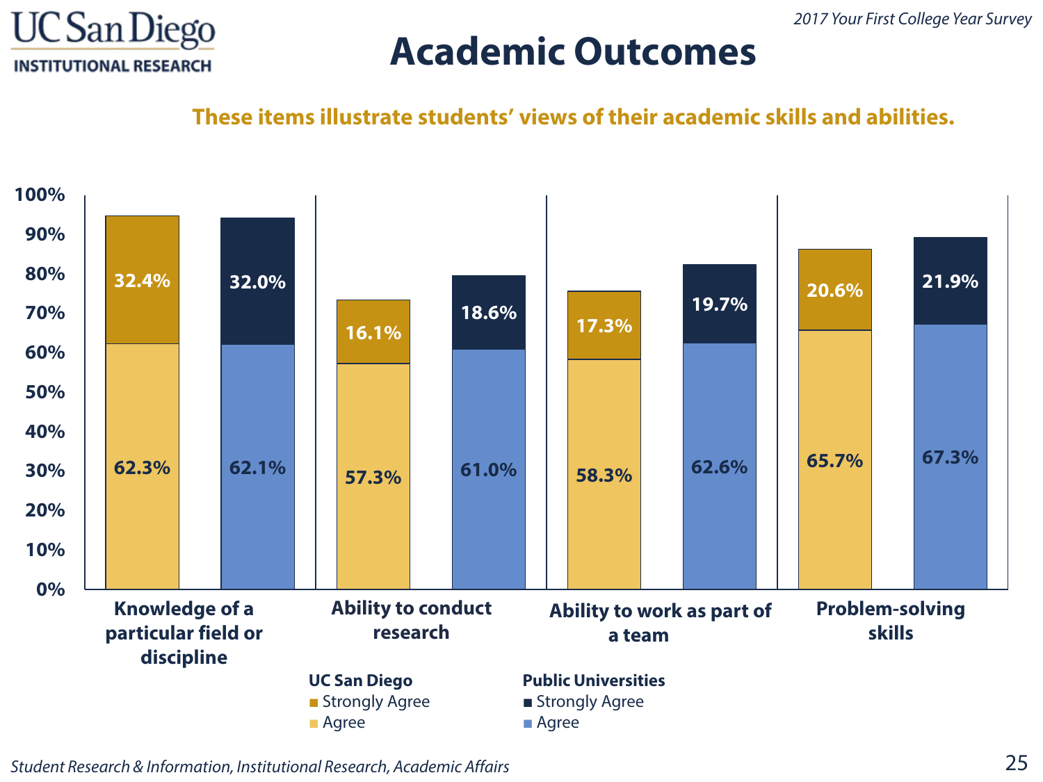# Academic Outcomes

*2017 Your First College Year Survey*

**These items illustrate students' views of their academic skills and abilities.**

| Item | UC San Diego Agree | UC San Diego Strongly Agree | Public Universities Agree | Public Universities Strongly Agree |
|---|---|---|---|---|
| Knowledge of a particular field or discipline | 62.3% | 32.4% | 62.1% | 32.0% |
| Ability to conduct research | 57.3% | 16.1% | 61.0% | 18.6% |
| Ability to work as part of a team | 58.3% | 17.3% | 62.6% | 19.7% |
| Problem-solving skills | 65.7% | 20.6% | 67.3% | 21.9% |

*Student Research & Information, Institutional Research, Academic Affairs*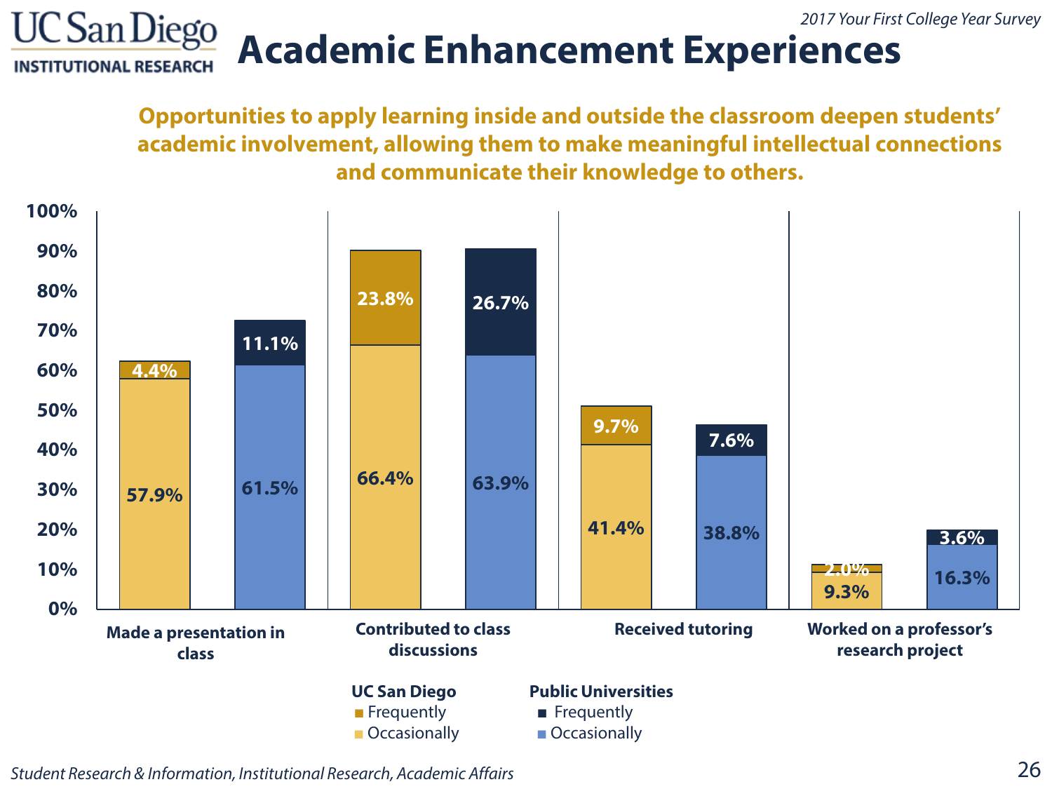# Academic Enhancement Experiences

*2017 Your First College Year Survey*

**Opportunities to apply learning inside and outside the classroom deepen students' academic involvement, allowing them to make meaningful intellectual connections and communicate their knowledge to others.**

| | UC San Diego Occasionally | UC San Diego Frequently | Public Universities Occasionally | Public Universities Frequently |
|---|---|---|---|---|
| Made a presentation in class | 57.9% | 4.4% | 61.5% | 11.1% |
| Contributed to class discussions | 66.4% | 23.8% | 63.9% | 26.7% |
| Received tutoring | 41.4% | 9.7% | 38.8% | 7.6% |
| Worked on a professor's research project | 9.3% | 2.0% | 16.3% | 3.6% |

*Student Research & Information, Institutional Research, Academic Affairs*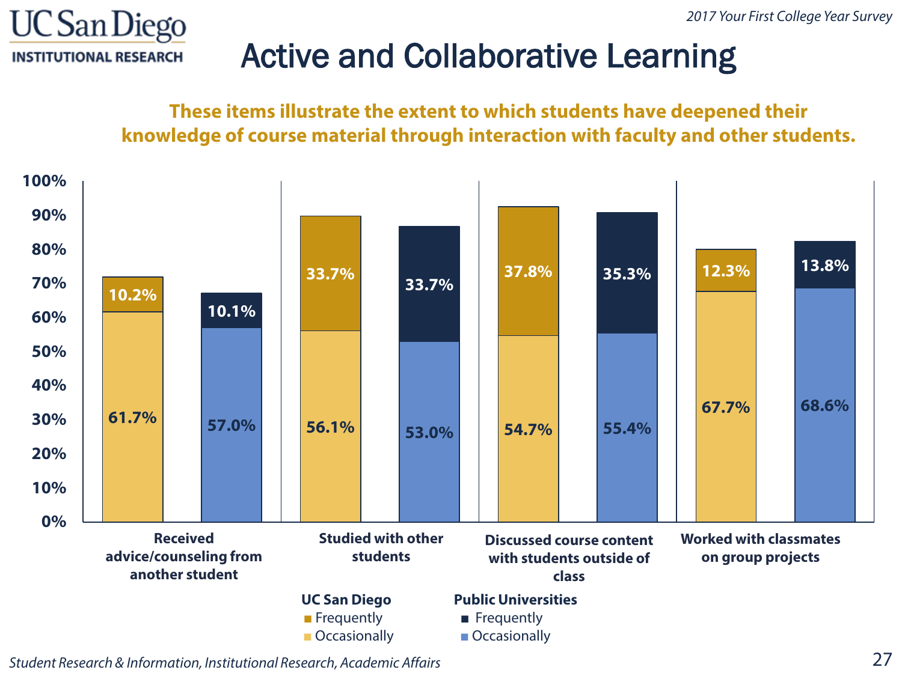# Active and Collaborative Learning

**These items illustrate the extent to which students have deepened their knowledge of course material through interaction with faculty and other students.**

| Item | UC San Diego Occasionally | UC San Diego Frequently | Public Universities Occasionally | Public Universities Frequently |
|---|---|---|---|---|
| Received advice/counseling from another student | 61.7% | 10.2% | 57.0% | 10.1% |
| Studied with other students | 56.1% | 33.7% | 53.0% | 33.7% |
| Discussed course content with students outside of class | 54.7% | 37.8% | 55.4% | 35.3% |
| Worked with classmates on group projects | 67.7% | 12.3% | 68.6% | 13.8% |

*Student Research & Information, Institutional Research, Academic Affairs*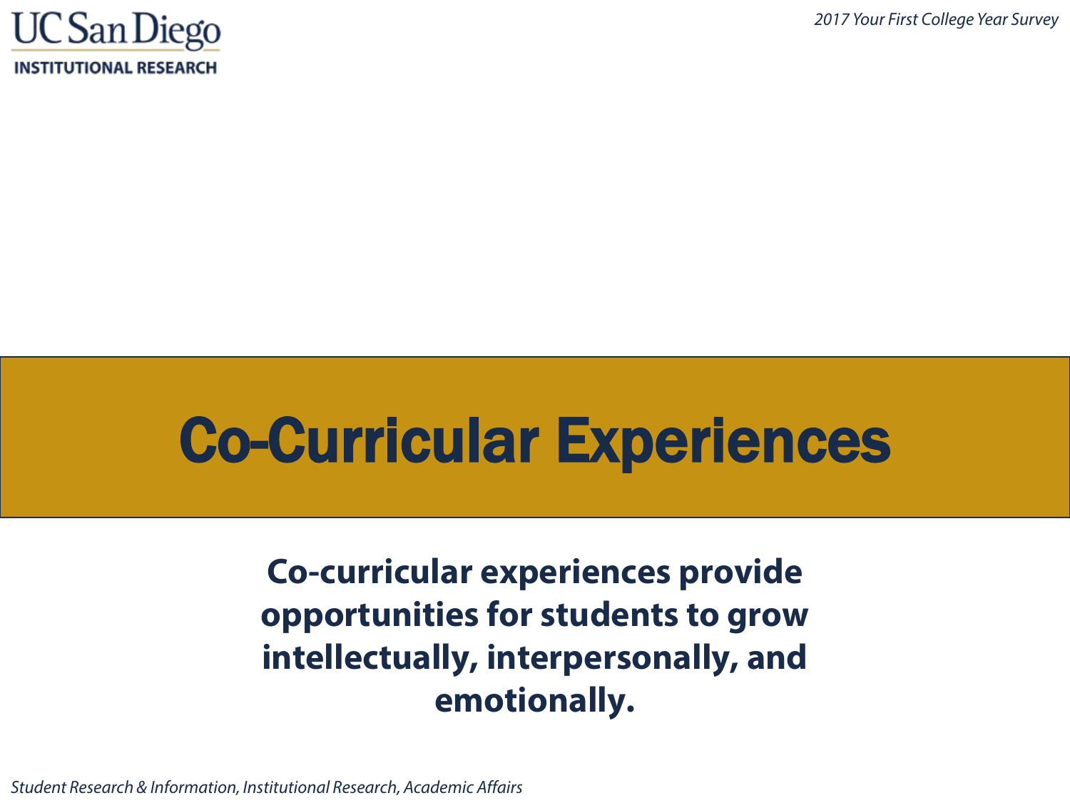# Co-Curricular Experiences

**Co-curricular experiences provide opportunities for students to grow intellectually, interpersonally, and emotionally.**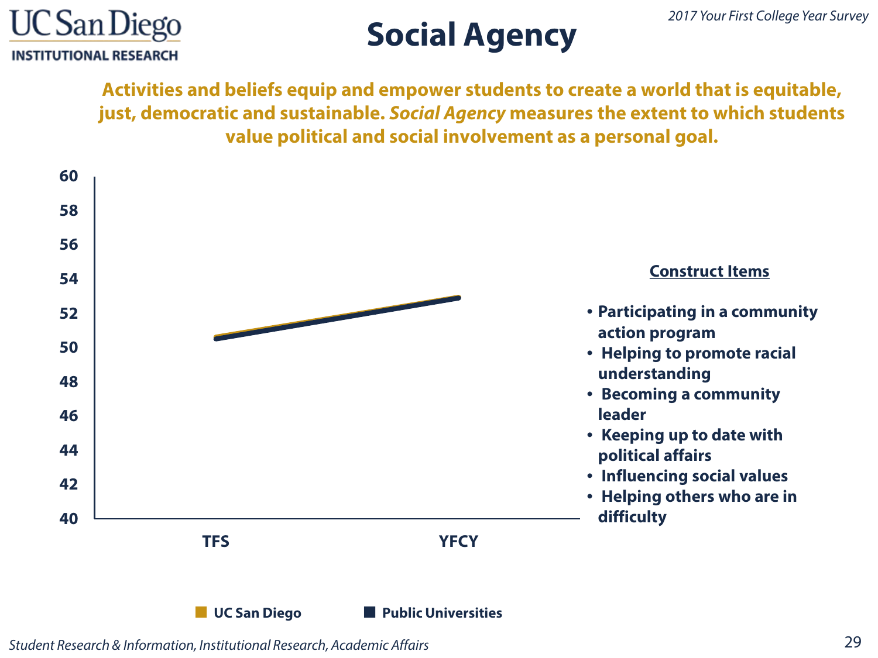# Social Agency

*2017 Your First College Year Survey*

**Activities and beliefs equip and empower students to create a world that is equitable, just, democratic and sustainable. *Social Agency* measures the extent to which students value political and social involvement as a personal goal.**

**Construct Items**

- Participating in a community action program
- Helping to promote racial understanding
- Becoming a community leader
- Keeping up to date with political affairs
- Influencing social values
- Helping others who are in difficulty

*Student Research & Information, Institutional Research, Academic Affairs*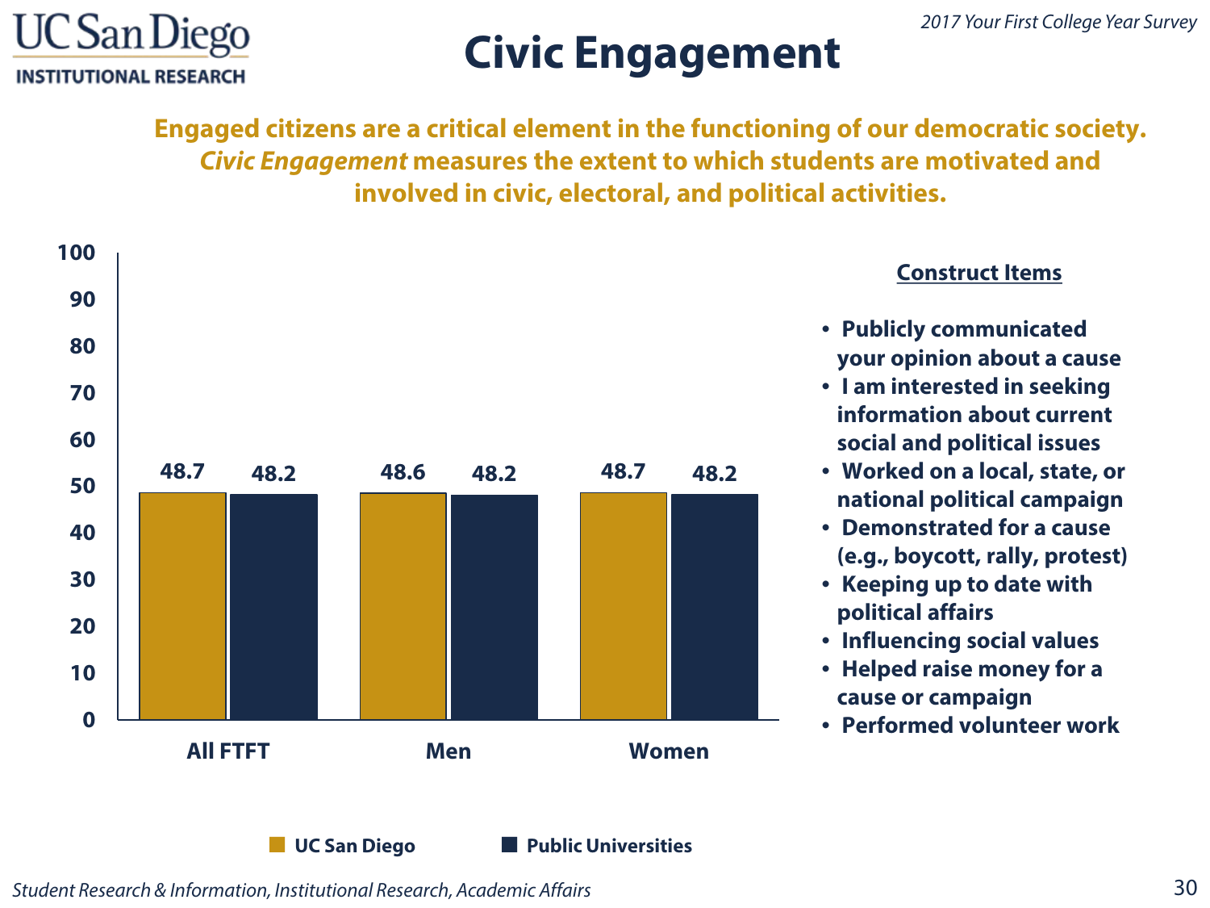# Civic Engagement

**Engaged citizens are a critical element in the functioning of our democratic society. *Civic Engagement* measures the extent to which students are motivated and involved in civic, electoral, and political activities.**

| | UC San Diego | Public Universities |
|---|---|---|
| All FTFT | 48.7 | 48.2 |
| Men | 48.6 | 48.2 |
| Women | 48.7 | 48.2 |

**Construct Items**

- Publicly communicated your opinion about a cause
- I am interested in seeking information about current social and political issues
- Worked on a local, state, or national political campaign
- Demonstrated for a cause (e.g., boycott, rally, protest)
- Keeping up to date with political affairs
- Influencing social values
- Helped raise money for a cause or campaign
- Performed volunteer work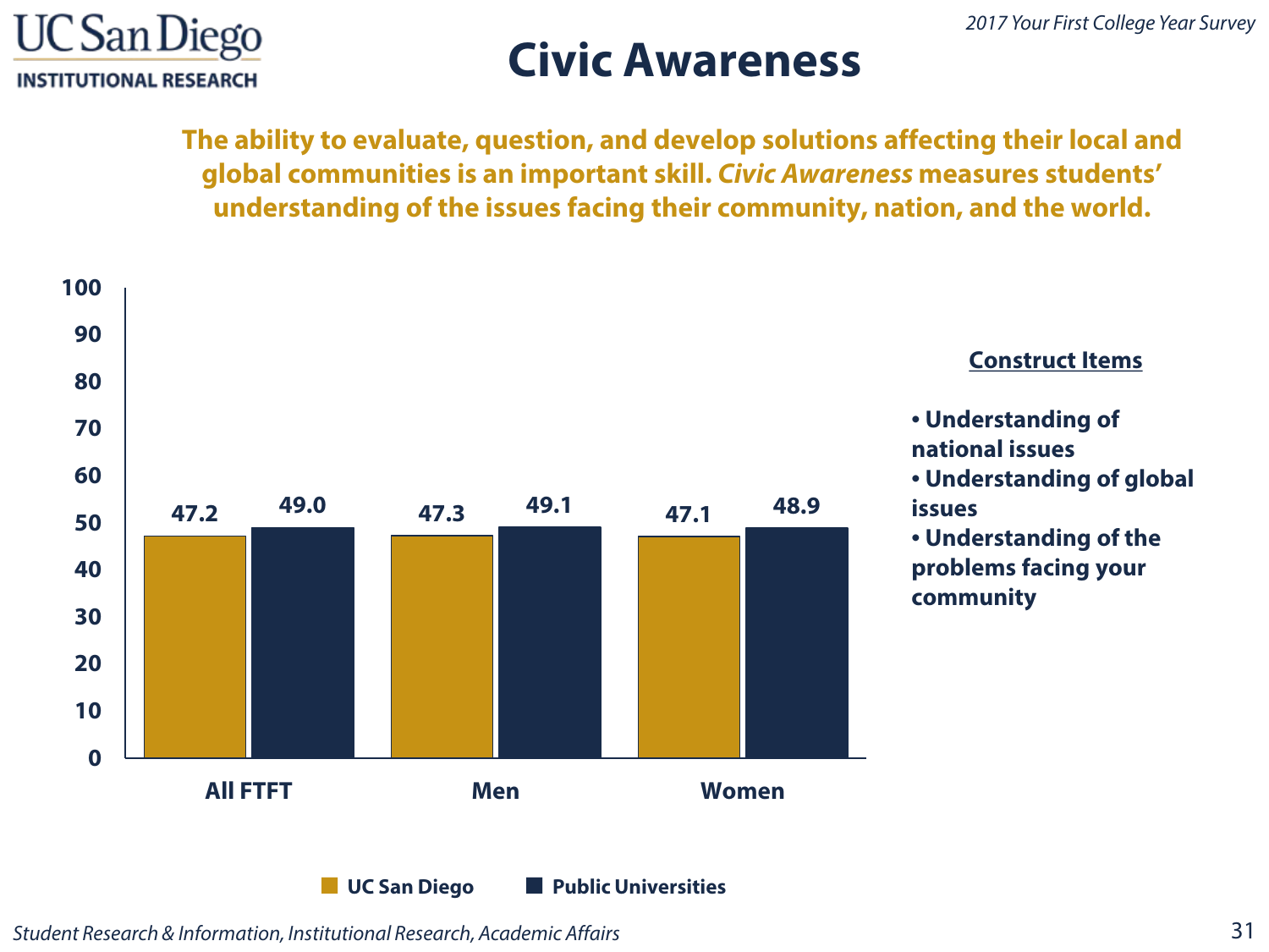# Civic Awareness

**The ability to evaluate, question, and develop solutions affecting their local and global communities is an important skill. *Civic Awareness* measures students' understanding of the issues facing their community, nation, and the world.**

| | UC San Diego | Public Universities |
|---|---|---|
| All FTFT | 47.2 | 49.0 |
| Men | 47.3 | 49.1 |
| Women | 47.1 | 48.9 |

**Construct Items**

- **Understanding of national issues**
- **Understanding of global issues**
- **Understanding of the problems facing your community**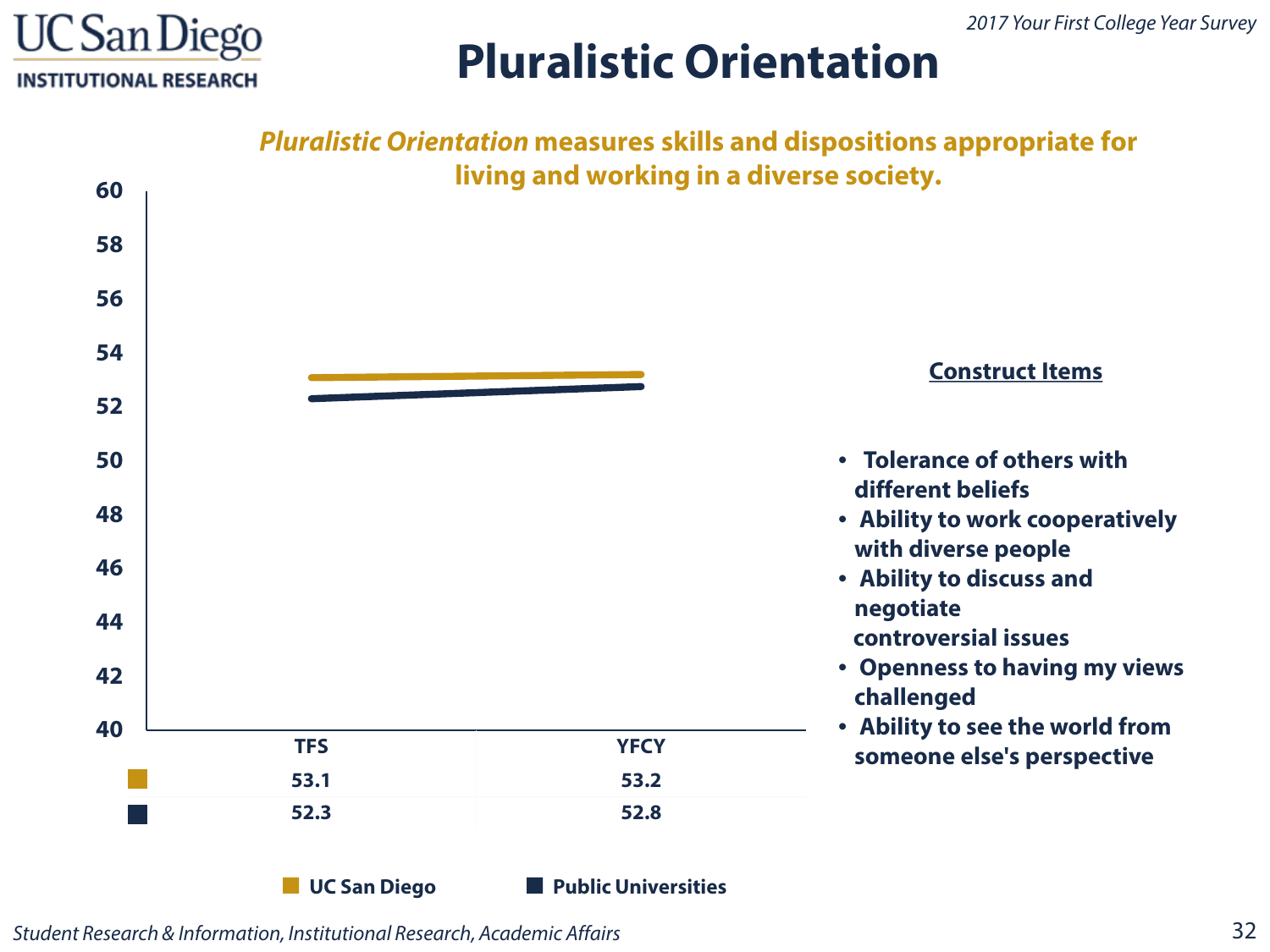# Pluralistic Orientation

***Pluralistic Orientation*** **measures skills and dispositions appropriate for living and working in a diverse society.**

| | TFS | YFCY |
|---|---|---|
| UC San Diego | 53.1 | 53.2 |
| Public Universities | 52.3 | 52.8 |

**Construct Items**

- Tolerance of others with different beliefs
- Ability to work cooperatively with diverse people
- Ability to discuss and negotiate controversial issues
- Openness to having my views challenged
- Ability to see the world from someone else's perspective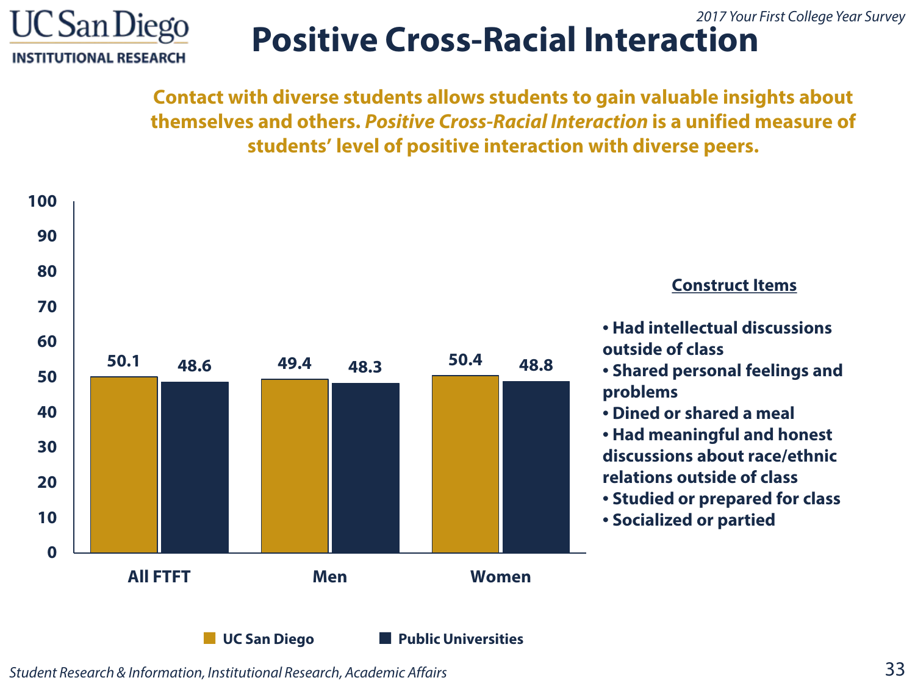2017 Your First College Year Survey

# Positive Cross-Racial Interaction

**Contact with diverse students allows students to gain valuable insights about themselves and others. *Positive Cross-Racial Interaction* is a unified measure of students' level of positive interaction with diverse peers.**

| | UC San Diego | Public Universities |
|---|---|---|
| All FTFT | 50.1 | 48.6 |
| Men | 49.4 | 48.3 |
| Women | 50.4 | 48.8 |

**Construct Items**

- Had intellectual discussions outside of class
- Shared personal feelings and problems
- Dined or shared a meal
- Had meaningful and honest discussions about race/ethnic relations outside of class
- Studied or prepared for class
- Socialized or partied

*Student Research & Information, Institutional Research, Academic Affairs*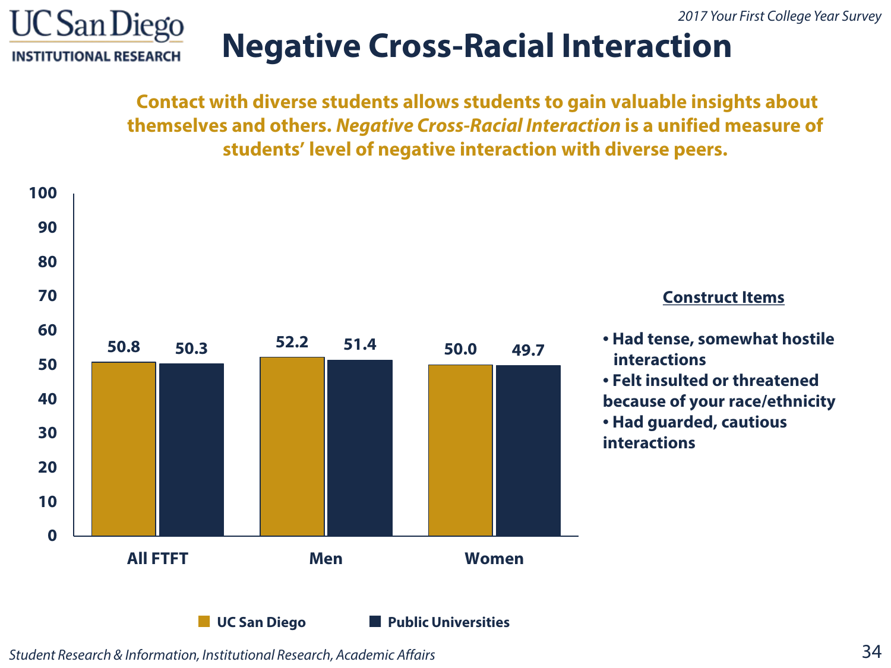# Negative Cross-Racial Interaction

*2017 Your First College Year Survey*

**Contact with diverse students allows students to gain valuable insights about themselves and others. *Negative Cross-Racial Interaction* is a unified measure of students' level of negative interaction with diverse peers.**

| | UC San Diego | Public Universities |
|---|---|---|
| All FTFT | 50.8 | 50.3 |
| Men | 52.2 | 51.4 |
| Women | 50.0 | 49.7 |

**Construct Items**

- Had tense, somewhat hostile interactions
- Felt insulted or threatened because of your race/ethnicity
- Had guarded, cautious interactions

*Student Research & Information, Institutional Research, Academic Affairs*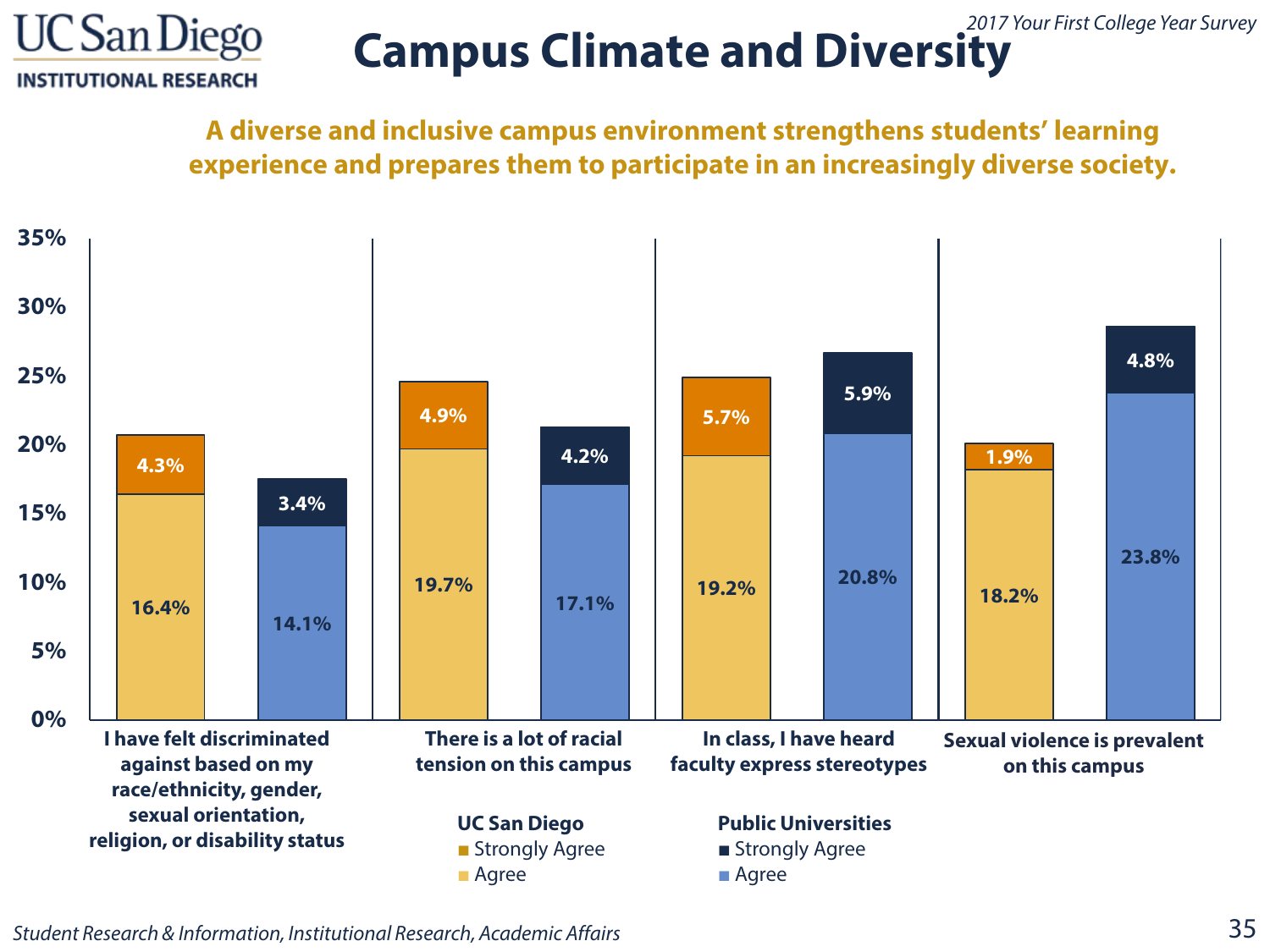UC San Diego
INSTITUTIONAL RESEARCH

*2017 Your First College Year Survey*

# Campus Climate and Diversity

**A diverse and inclusive campus environment strengthens students' learning experience and prepares them to participate in an increasingly diverse society.**

| Item | UC San Diego Agree | UC San Diego Strongly Agree | Public Universities Agree | Public Universities Strongly Agree |
|---|---|---|---|---|
| I have felt discriminated against based on my race/ethnicity, gender, sexual orientation, religion, or disability status | 16.4% | 4.3% | 14.1% | 3.4% |
| There is a lot of racial tension on this campus | 19.7% | 4.9% | 17.1% | 4.2% |
| In class, I have heard faculty express stereotypes | 19.2% | 5.7% | 20.8% | 5.9% |
| Sexual violence is prevalent on this campus | 18.2% | 1.9% | 23.8% | 4.8% |

*Student Research & Information, Institutional Research, Academic Affairs*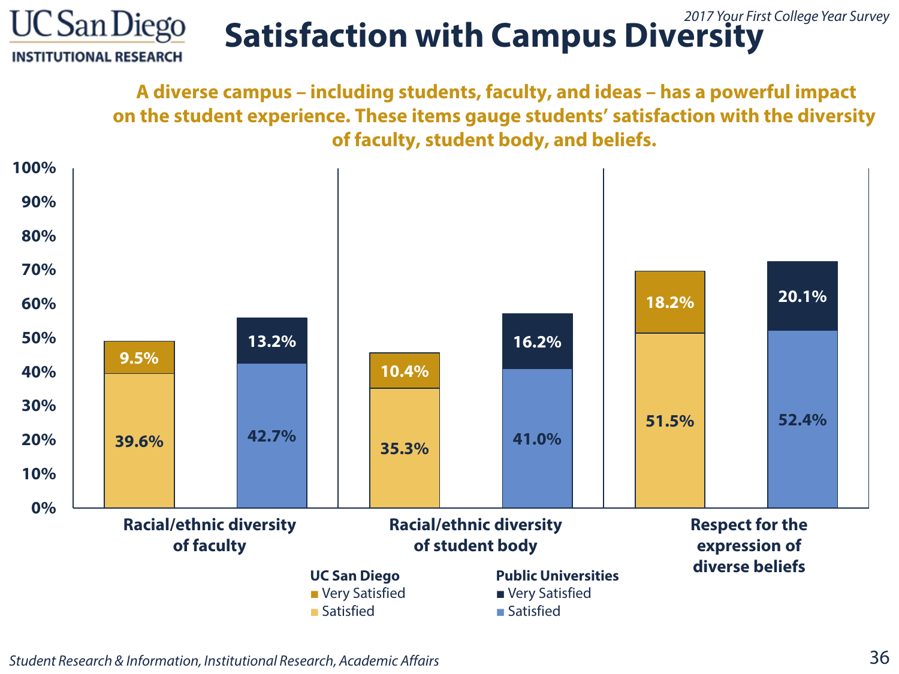# Satisfaction with Campus Diversity

*2017 Your First College Year Survey*

**A diverse campus – including students, faculty, and ideas – has a powerful impact on the student experience. These items gauge students' satisfaction with the diversity of faculty, student body, and beliefs.**

| | UC San Diego Satisfied | UC San Diego Very Satisfied | Public Universities Satisfied | Public Universities Very Satisfied |
|---|---|---|---|---|
| Racial/ethnic diversity of faculty | 39.6% | 9.5% | 42.7% | 13.2% |
| Racial/ethnic diversity of student body | 35.3% | 10.4% | 41.0% | 16.2% |
| Respect for the expression of diverse beliefs | 51.5% | 18.2% | 52.4% | 20.1% |

*Student Research & Information, Institutional Research, Academic Affairs*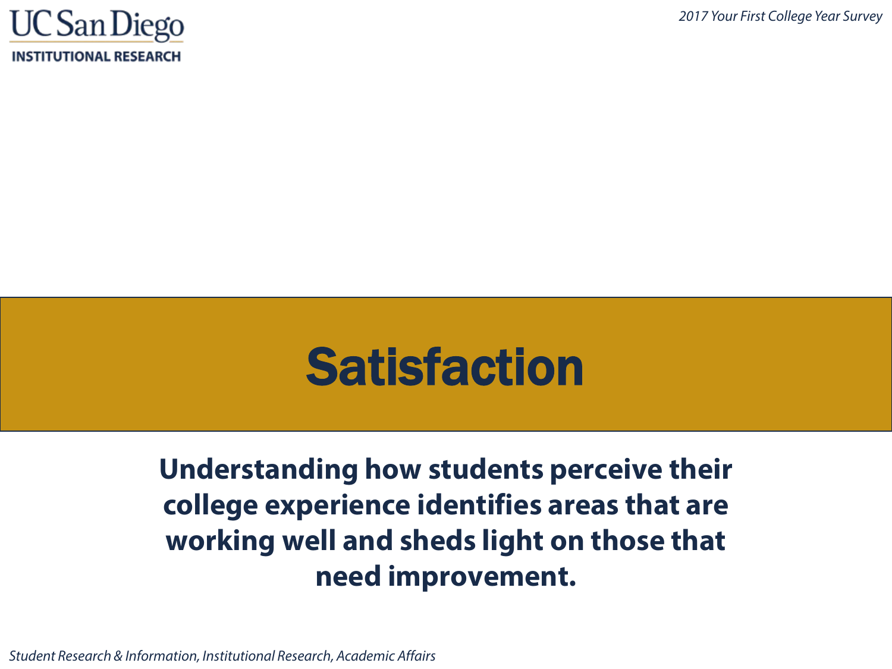# Satisfaction

**Understanding how students perceive their college experience identifies areas that are working well and sheds light on those that need improvement.**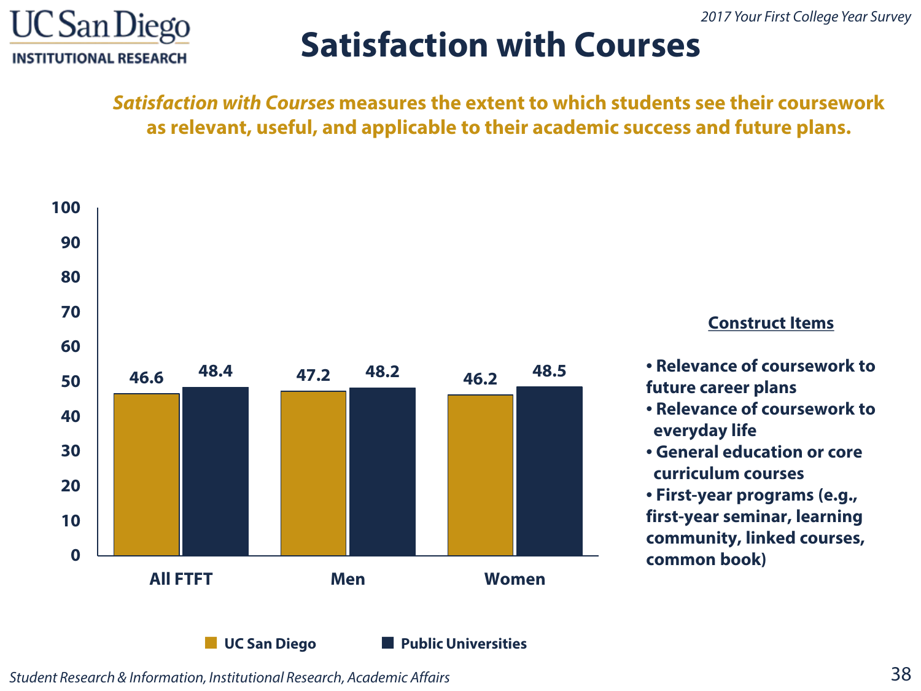# Satisfaction with Courses

***Satisfaction with Courses*** **measures the extent to which students see their coursework as relevant, useful, and applicable to their academic success and future plans.**

| | UC San Diego | Public Universities |
|---|---|---|
| All FTFT | 46.6 | 48.4 |
| Men | 47.2 | 48.2 |
| Women | 46.2 | 48.5 |

**Construct Items**

- Relevance of coursework to future career plans
- Relevance of coursework to everyday life
- General education or core curriculum courses
- First-year programs (e.g., first-year seminar, learning community, linked courses, common book)

*Student Research & Information, Institutional Research, Academic Affairs*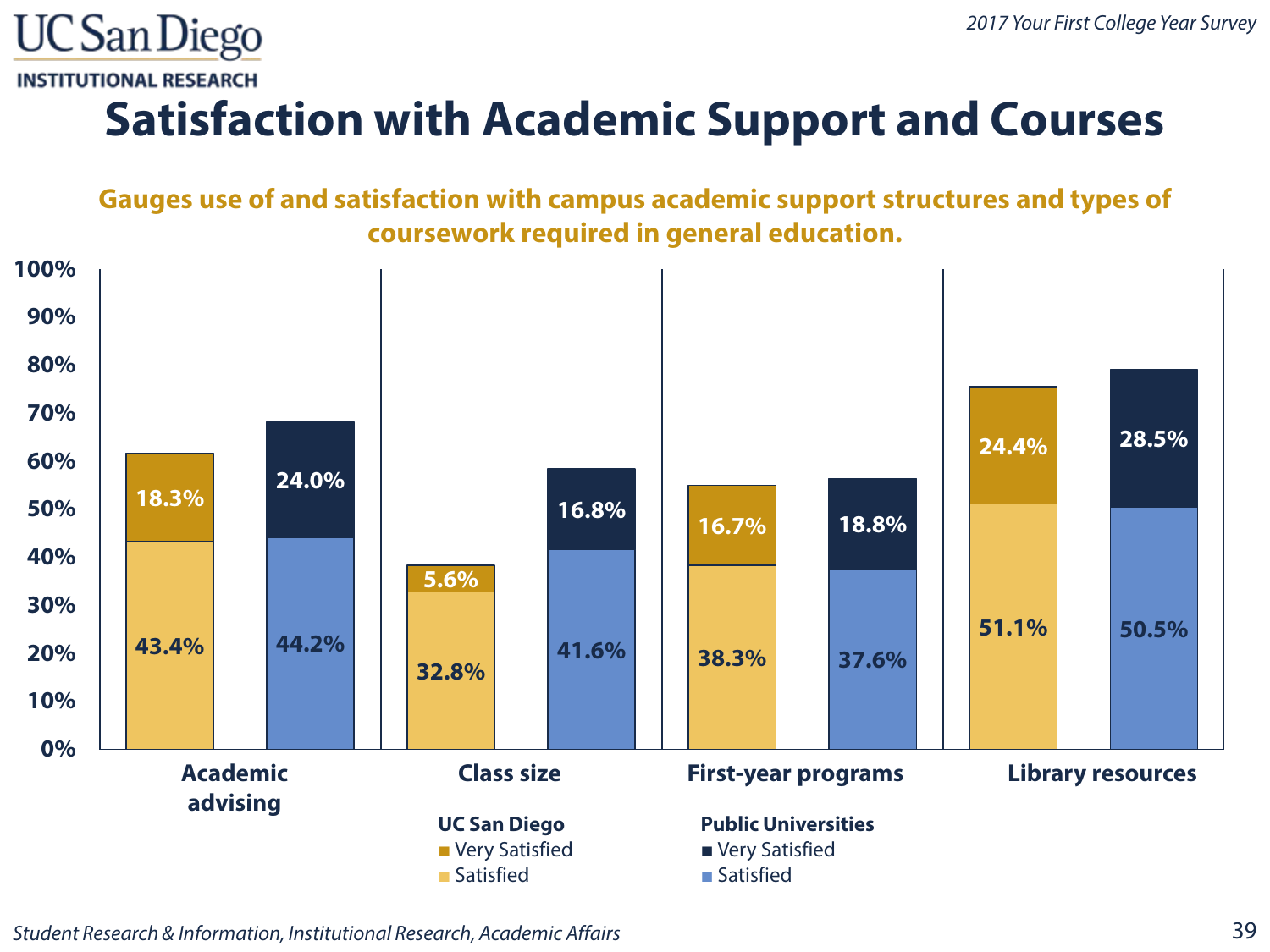# Satisfaction with Academic Support and Courses

**Gauges use of and satisfaction with campus academic support structures and types of coursework required in general education.**

| | UC San Diego Satisfied | UC San Diego Very Satisfied | Public Universities Satisfied | Public Universities Very Satisfied |
|---|---|---|---|---|
| Academic advising | 43.4% | 18.3% | 44.2% | 24.0% |
| Class size | 32.8% | 5.6% | 41.6% | 16.8% |
| First-year programs | 38.3% | 16.7% | 37.6% | 18.8% |
| Library resources | 51.1% | 24.4% | 50.5% | 28.5% |

*Student Research & Information, Institutional Research, Academic Affairs*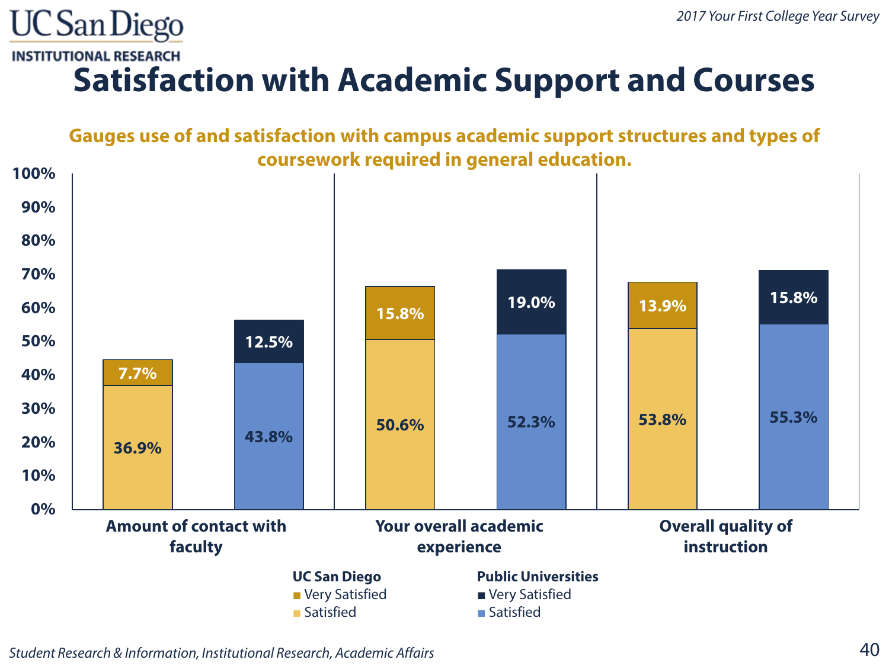# Satisfaction with Academic Support and Courses

**Gauges use of and satisfaction with campus academic support structures and types of coursework required in general education.**

| | UC San Diego Satisfied | UC San Diego Very Satisfied | Public Universities Satisfied | Public Universities Very Satisfied |
|---|---|---|---|---|
| Amount of contact with faculty | 36.9% | 7.7% | 43.8% | 12.5% |
| Your overall academic experience | 50.6% | 15.8% | 52.3% | 19.0% |
| Overall quality of instruction | 53.8% | 13.9% | 55.3% | 15.8% |

*Student Research & Information, Institutional Research, Academic Affairs*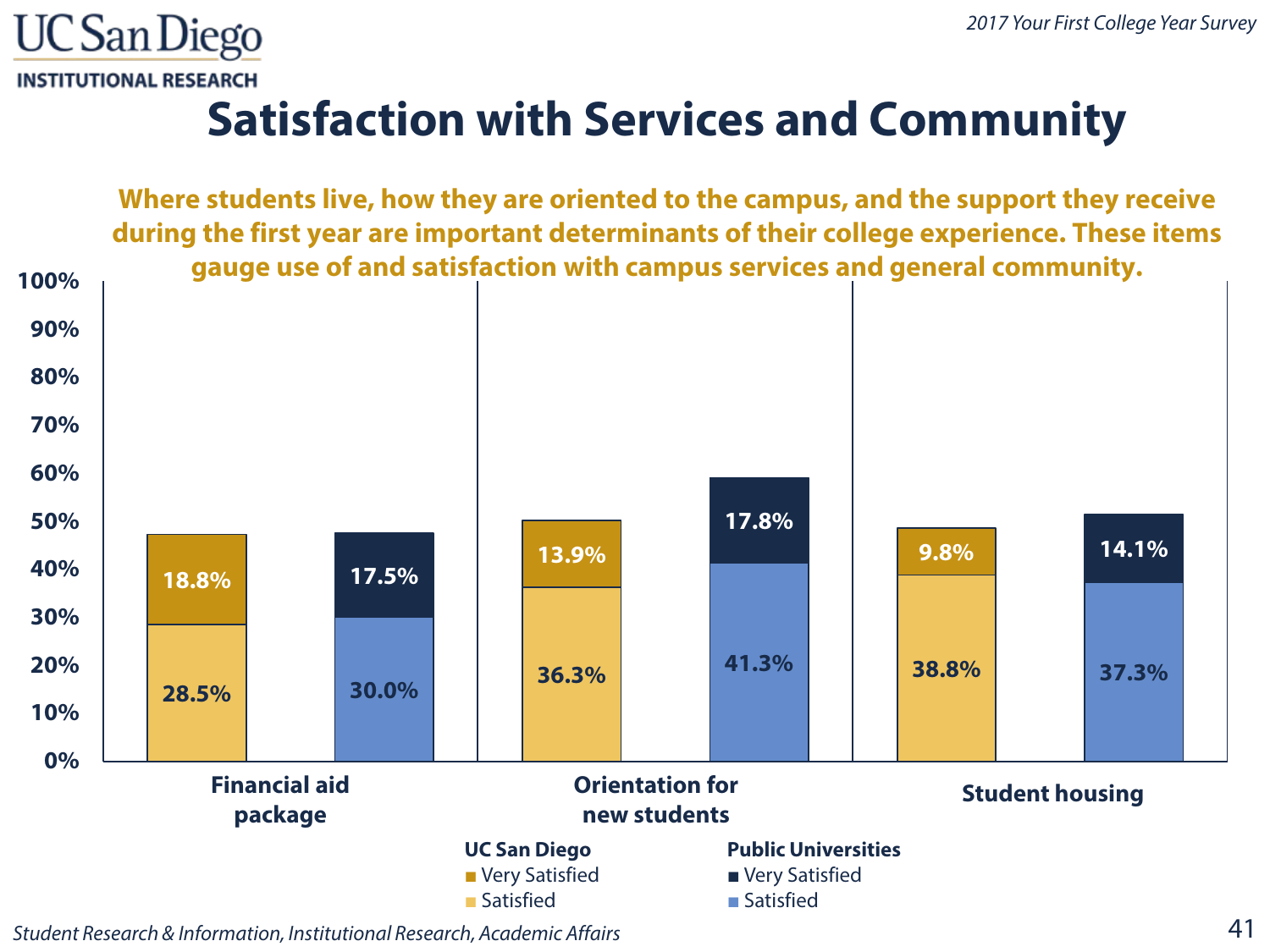# Satisfaction with Services and Community

**Where students live, how they are oriented to the campus, and the support they receive during the first year are important determinants of their college experience. These items gauge use of and satisfaction with campus services and general community.**

| | UC San Diego Satisfied | UC San Diego Very Satisfied | Public Universities Satisfied | Public Universities Very Satisfied |
|---|---|---|---|---|
| Financial aid package | 28.5% | 18.8% | 30.0% | 17.5% |
| Orientation for new students | 36.3% | 13.9% | 41.3% | 17.8% |
| Student housing | 38.8% | 9.8% | 37.3% | 14.1% |

*Student Research & Information, Institutional Research, Academic Affairs*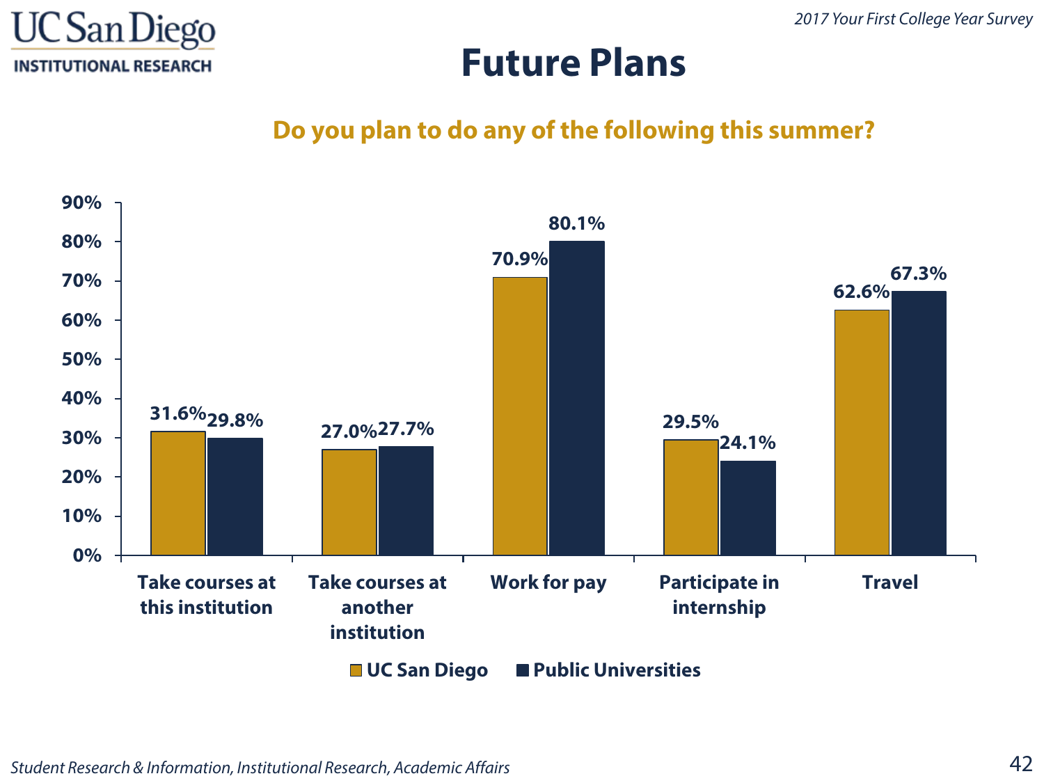# Future Plans

## Do you plan to do any of the following this summer?

| | UC San Diego | Public Universities |
|---|---|---|
| Take courses at this institution | 31.6% | 29.8% |
| Take courses at another institution | 27.0% | 27.7% |
| Work for pay | 70.9% | 80.1% |
| Participate in internship | 29.5% | 24.1% |
| Travel | 62.6% | 67.3% |

*Student Research & Information, Institutional Research, Academic Affairs*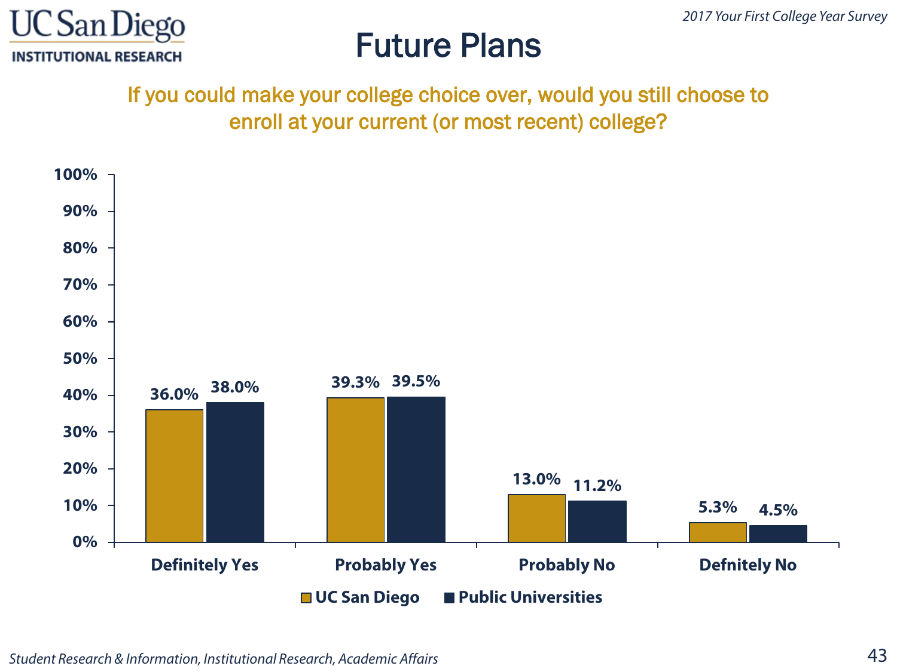# Future Plans

*2017 Your First College Year Survey*

## If you could make your college choice over, would you still choose to enroll at your current (or most recent) college?

| | UC San Diego | Public Universities |
|---|---|---|
| Definitely Yes | 36.0% | 38.0% |
| Probably Yes | 39.3% | 39.5% |
| Probably No | 13.0% | 11.2% |
| Defnitely No | 5.3% | 4.5% |

*Student Research & Information, Institutional Research, Academic Affairs*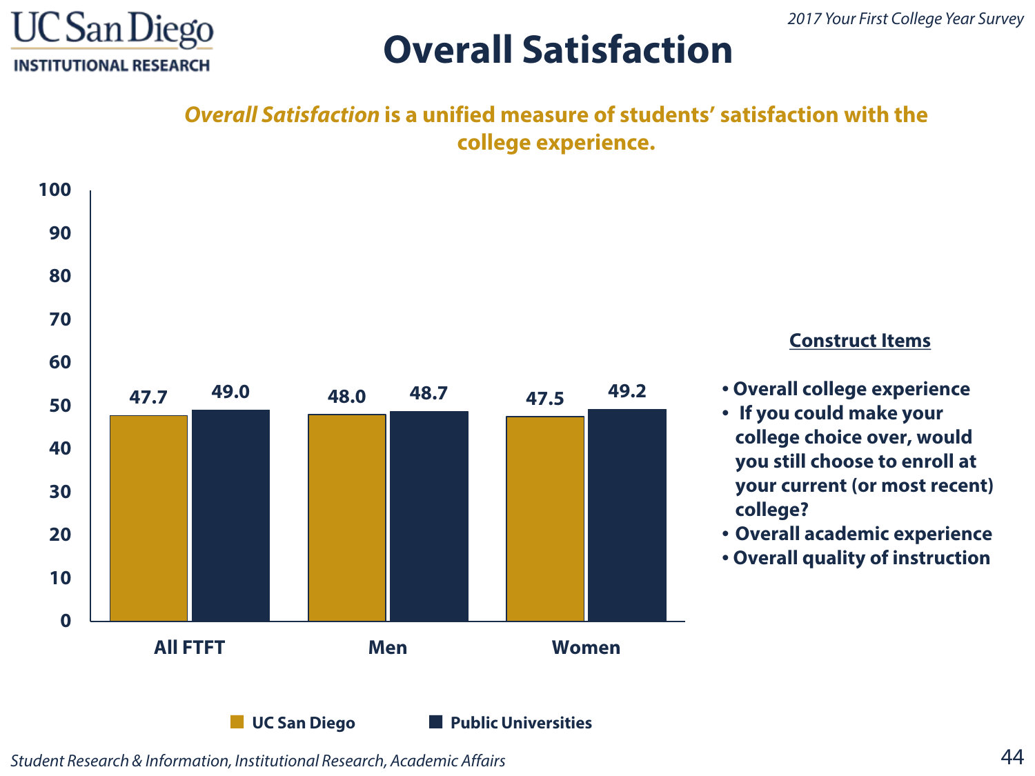# Overall Satisfaction

***Overall Satisfaction* is a unified measure of students' satisfaction with the college experience.**

| | UC San Diego | Public Universities |
|---|---|---|
| All FTFT | 47.7 | 49.0 |
| Men | 48.0 | 48.7 |
| Women | 47.5 | 49.2 |

**Construct Items**

- Overall college experience
- If you could make your college choice over, would you still choose to enroll at your current (or most recent) college?
- Overall academic experience
- Overall quality of instruction

*Student Research & Information, Institutional Research, Academic Affairs*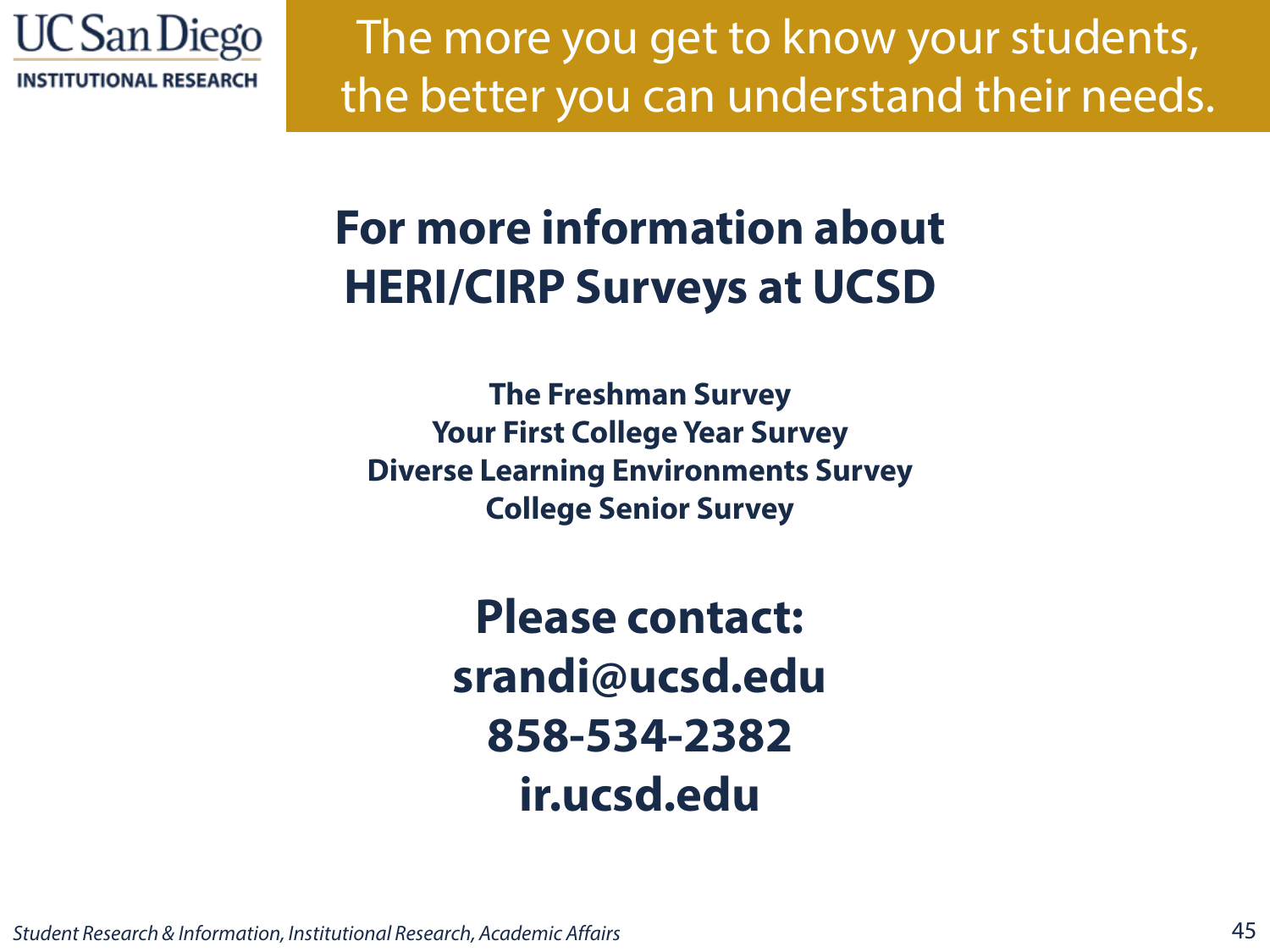UC San Diego
INSTITUTIONAL RESEARCH

The more you get to know your students, the better you can understand their needs.

# For more information about HERI/CIRP Surveys at UCSD

**The Freshman Survey**
**Your First College Year Survey**
**Diverse Learning Environments Survey**
**College Senior Survey**

## Please contact:
## srandi@ucsd.edu
## 858-534-2382
## ir.ucsd.edu

*Student Research & Information, Institutional Research, Academic Affairs*